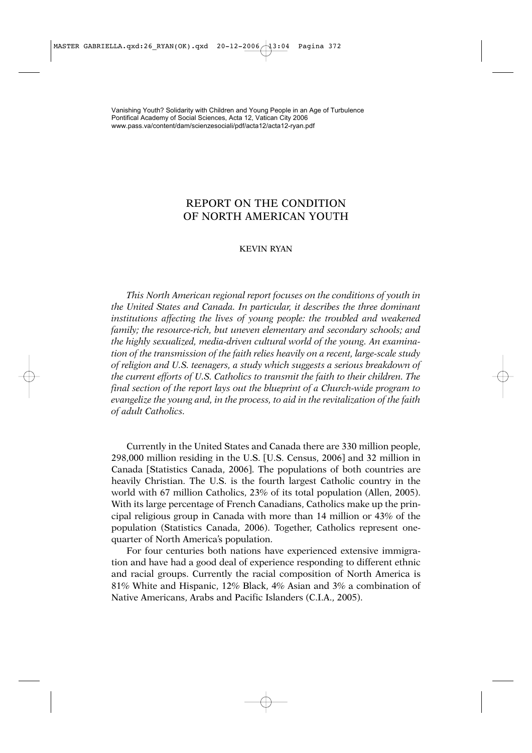Vanishing Youth? Solidarity with Children and Young People in an Age of Turbulence
Pontifical Academy of Social Sciences, Acta 12, Vatican City 2006
www.pass.va/content/dam/scienzesociali/pdf/acta12/acta12-ryan.pdf

# REPORT ON THE CONDITION OF NORTH AMERICAN YOUTH

KEVIN RYAN

*This North American regional report focuses on the conditions of youth in the United States and Canada. In particular, it describes the three dominant institutions affecting the lives of young people: the troubled and weakened family; the resource-rich, but uneven elementary and secondary schools; and the highly sexualized, media-driven cultural world of the young. An examination of the transmission of the faith relies heavily on a recent, large-scale study of religion and U.S. teenagers, a study which suggests a serious breakdown of the current efforts of U.S. Catholics to transmit the faith to their children. The final section of the report lays out the blueprint of a Church-wide program to evangelize the young and, in the process, to aid in the revitalization of the faith of adult Catholics.*

Currently in the United States and Canada there are 330 million people, 298,000 million residing in the U.S. [U.S. Census, 2006] and 32 million in Canada [Statistics Canada, 2006]. The populations of both countries are heavily Christian. The U.S. is the fourth largest Catholic country in the world with 67 million Catholics, 23% of its total population (Allen, 2005). With its large percentage of French Canadians, Catholics make up the principal religious group in Canada with more than 14 million or 43% of the population (Statistics Canada, 2006). Together, Catholics represent one-quarter of North America's population.

For four centuries both nations have experienced extensive immigration and have had a good deal of experience responding to different ethnic and racial groups. Currently the racial composition of North America is 81% White and Hispanic, 12% Black, 4% Asian and 3% a combination of Native Americans, Arabs and Pacific Islanders (C.I.A., 2005).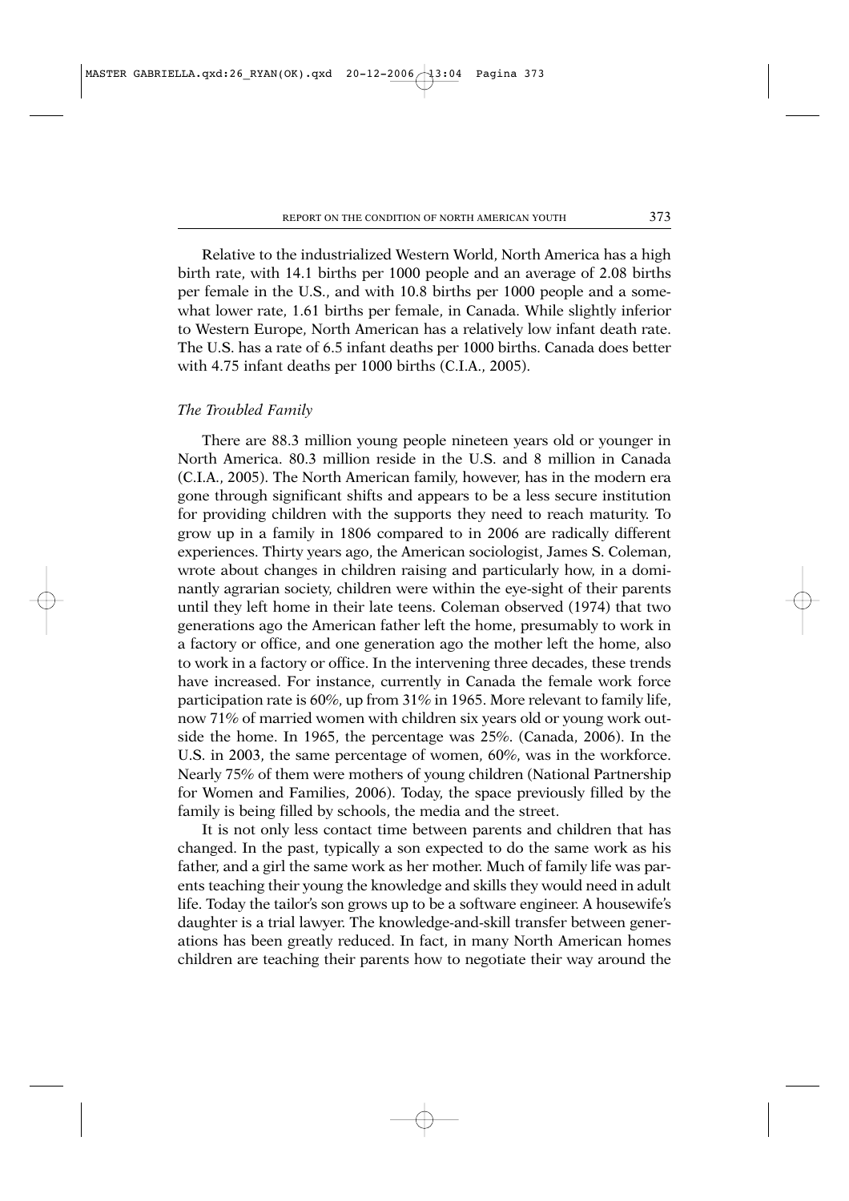Relative to the industrialized Western World, North America has a high birth rate, with 14.1 births per 1000 people and an average of 2.08 births per female in the U.S., and with 10.8 births per 1000 people and a somewhat lower rate, 1.61 births per female, in Canada. While slightly inferior to Western Europe, North American has a relatively low infant death rate. The U.S. has a rate of 6.5 infant deaths per 1000 births. Canada does better with 4.75 infant deaths per 1000 births (C.I.A., 2005).

### *The Troubled Family*

There are 88.3 million young people nineteen years old or younger in North America. 80.3 million reside in the U.S. and 8 million in Canada (C.I.A., 2005). The North American family, however, has in the modern era gone through significant shifts and appears to be a less secure institution for providing children with the supports they need to reach maturity. To grow up in a family in 1806 compared to in 2006 are radically different experiences. Thirty years ago, the American sociologist, James S. Coleman, wrote about changes in children raising and particularly how, in a dominantly agrarian society, children were within the eye-sight of their parents until they left home in their late teens. Coleman observed (1974) that two generations ago the American father left the home, presumably to work in a factory or office, and one generation ago the mother left the home, also to work in a factory or office. In the intervening three decades, these trends have increased. For instance, currently in Canada the female work force participation rate is 60%, up from 31% in 1965. More relevant to family life, now 71% of married women with children six years old or young work outside the home. In 1965, the percentage was 25%. (Canada, 2006). In the U.S. in 2003, the same percentage of women, 60%, was in the workforce. Nearly 75% of them were mothers of young children (National Partnership for Women and Families, 2006). Today, the space previously filled by the family is being filled by schools, the media and the street.

It is not only less contact time between parents and children that has changed. In the past, typically a son expected to do the same work as his father, and a girl the same work as her mother. Much of family life was parents teaching their young the knowledge and skills they would need in adult life. Today the tailor's son grows up to be a software engineer. A housewife's daughter is a trial lawyer. The knowledge-and-skill transfer between generations has been greatly reduced. In fact, in many North American homes children are teaching their parents how to negotiate their way around the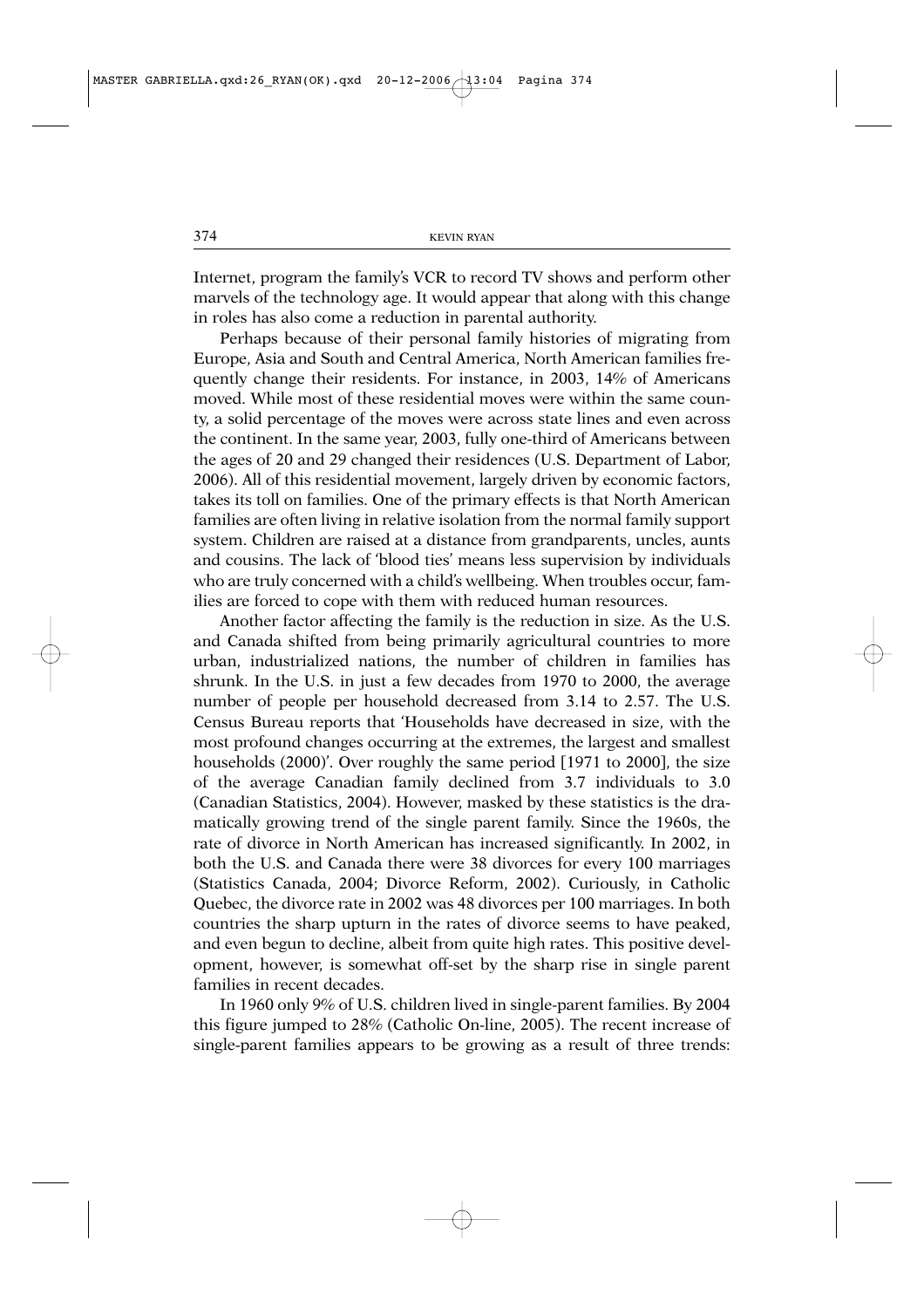Internet, program the family's VCR to record TV shows and perform other marvels of the technology age. It would appear that along with this change in roles has also come a reduction in parental authority.

Perhaps because of their personal family histories of migrating from Europe, Asia and South and Central America, North American families frequently change their residents. For instance, in 2003, 14% of Americans moved. While most of these residential moves were within the same county, a solid percentage of the moves were across state lines and even across the continent. In the same year, 2003, fully one-third of Americans between the ages of 20 and 29 changed their residences (U.S. Department of Labor, 2006). All of this residential movement, largely driven by economic factors, takes its toll on families. One of the primary effects is that North American families are often living in relative isolation from the normal family support system. Children are raised at a distance from grandparents, uncles, aunts and cousins. The lack of 'blood ties' means less supervision by individuals who are truly concerned with a child's wellbeing. When troubles occur, families are forced to cope with them with reduced human resources.

Another factor affecting the family is the reduction in size. As the U.S. and Canada shifted from being primarily agricultural countries to more urban, industrialized nations, the number of children in families has shrunk. In the U.S. in just a few decades from 1970 to 2000, the average number of people per household decreased from 3.14 to 2.57. The U.S. Census Bureau reports that 'Households have decreased in size, with the most profound changes occurring at the extremes, the largest and smallest households (2000)'. Over roughly the same period [1971 to 2000], the size of the average Canadian family declined from 3.7 individuals to 3.0 (Canadian Statistics, 2004). However, masked by these statistics is the dramatically growing trend of the single parent family. Since the 1960s, the rate of divorce in North American has increased significantly. In 2002, in both the U.S. and Canada there were 38 divorces for every 100 marriages (Statistics Canada, 2004; Divorce Reform, 2002). Curiously, in Catholic Quebec, the divorce rate in 2002 was 48 divorces per 100 marriages. In both countries the sharp upturn in the rates of divorce seems to have peaked, and even begun to decline, albeit from quite high rates. This positive development, however, is somewhat off-set by the sharp rise in single parent families in recent decades.

In 1960 only 9% of U.S. children lived in single-parent families. By 2004 this figure jumped to 28% (Catholic On-line, 2005). The recent increase of single-parent families appears to be growing as a result of three trends: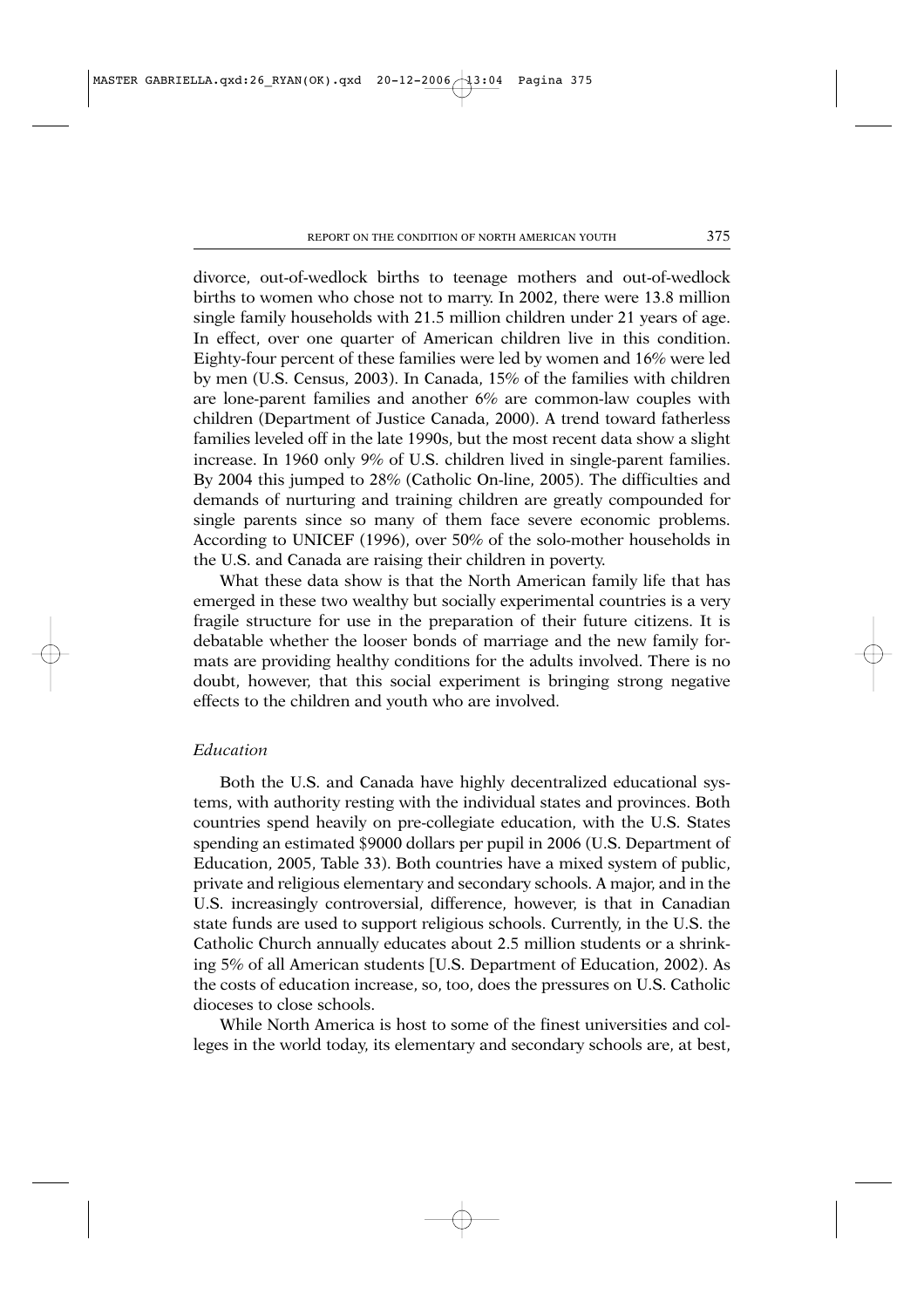divorce, out-of-wedlock births to teenage mothers and out-of-wedlock births to women who chose not to marry. In 2002, there were 13.8 million single family households with 21.5 million children under 21 years of age. In effect, over one quarter of American children live in this condition. Eighty-four percent of these families were led by women and 16% were led by men (U.S. Census, 2003). In Canada, 15% of the families with children are lone-parent families and another 6% are common-law couples with children (Department of Justice Canada, 2000). A trend toward fatherless families leveled off in the late 1990s, but the most recent data show a slight increase. In 1960 only 9% of U.S. children lived in single-parent families. By 2004 this jumped to 28% (Catholic On-line, 2005). The difficulties and demands of nurturing and training children are greatly compounded for single parents since so many of them face severe economic problems. According to UNICEF (1996), over 50% of the solo-mother households in the U.S. and Canada are raising their children in poverty.

What these data show is that the North American family life that has emerged in these two wealthy but socially experimental countries is a very fragile structure for use in the preparation of their future citizens. It is debatable whether the looser bonds of marriage and the new family formats are providing healthy conditions for the adults involved. There is no doubt, however, that this social experiment is bringing strong negative effects to the children and youth who are involved.

*Education*

Both the U.S. and Canada have highly decentralized educational systems, with authority resting with the individual states and provinces. Both countries spend heavily on pre-collegiate education, with the U.S. States spending an estimated $9000 dollars per pupil in 2006 (U.S. Department of Education, 2005, Table 33). Both countries have a mixed system of public, private and religious elementary and secondary schools. A major, and in the U.S. increasingly controversial, difference, however, is that in Canadian state funds are used to support religious schools. Currently, in the U.S. the Catholic Church annually educates about 2.5 million students or a shrinking 5% of all American students [U.S. Department of Education, 2002). As the costs of education increase, so, too, does the pressures on U.S. Catholic dioceses to close schools.

While North America is host to some of the finest universities and colleges in the world today, its elementary and secondary schools are, at best,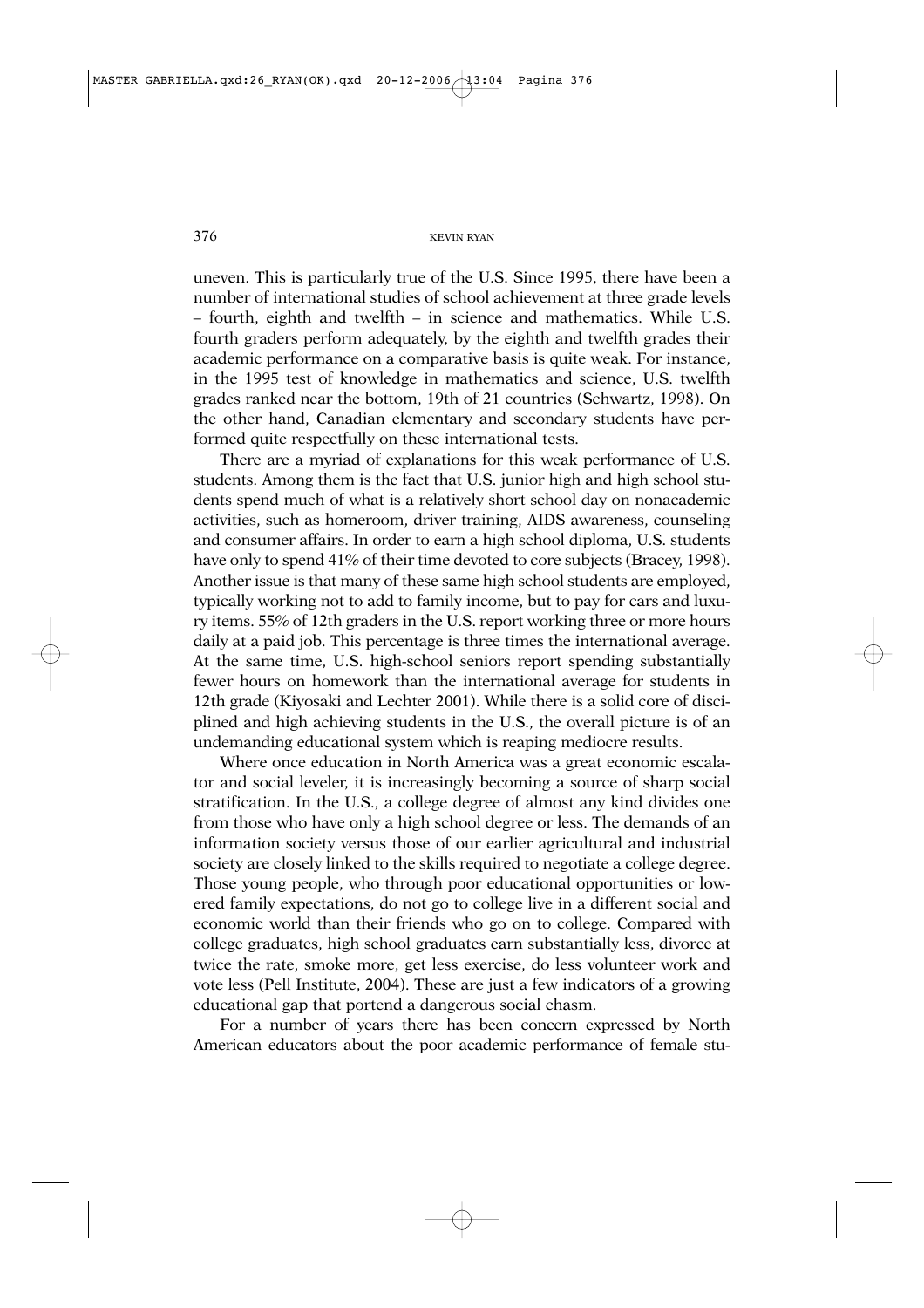uneven. This is particularly true of the U.S. Since 1995, there have been a number of international studies of school achievement at three grade levels – fourth, eighth and twelfth – in science and mathematics. While U.S. fourth graders perform adequately, by the eighth and twelfth grades their academic performance on a comparative basis is quite weak. For instance, in the 1995 test of knowledge in mathematics and science, U.S. twelfth grades ranked near the bottom, 19th of 21 countries (Schwartz, 1998). On the other hand, Canadian elementary and secondary students have performed quite respectfully on these international tests.

There are a myriad of explanations for this weak performance of U.S. students. Among them is the fact that U.S. junior high and high school students spend much of what is a relatively short school day on nonacademic activities, such as homeroom, driver training, AIDS awareness, counseling and consumer affairs. In order to earn a high school diploma, U.S. students have only to spend 41% of their time devoted to core subjects (Bracey, 1998). Another issue is that many of these same high school students are employed, typically working not to add to family income, but to pay for cars and luxury items. 55% of 12th graders in the U.S. report working three or more hours daily at a paid job. This percentage is three times the international average. At the same time, U.S. high-school seniors report spending substantially fewer hours on homework than the international average for students in 12th grade (Kiyosaki and Lechter 2001). While there is a solid core of disciplined and high achieving students in the U.S., the overall picture is of an undemanding educational system which is reaping mediocre results.

Where once education in North America was a great economic escalator and social leveler, it is increasingly becoming a source of sharp social stratification. In the U.S., a college degree of almost any kind divides one from those who have only a high school degree or less. The demands of an information society versus those of our earlier agricultural and industrial society are closely linked to the skills required to negotiate a college degree. Those young people, who through poor educational opportunities or lowered family expectations, do not go to college live in a different social and economic world than their friends who go on to college. Compared with college graduates, high school graduates earn substantially less, divorce at twice the rate, smoke more, get less exercise, do less volunteer work and vote less (Pell Institute, 2004). These are just a few indicators of a growing educational gap that portend a dangerous social chasm.

For a number of years there has been concern expressed by North American educators about the poor academic performance of female stu-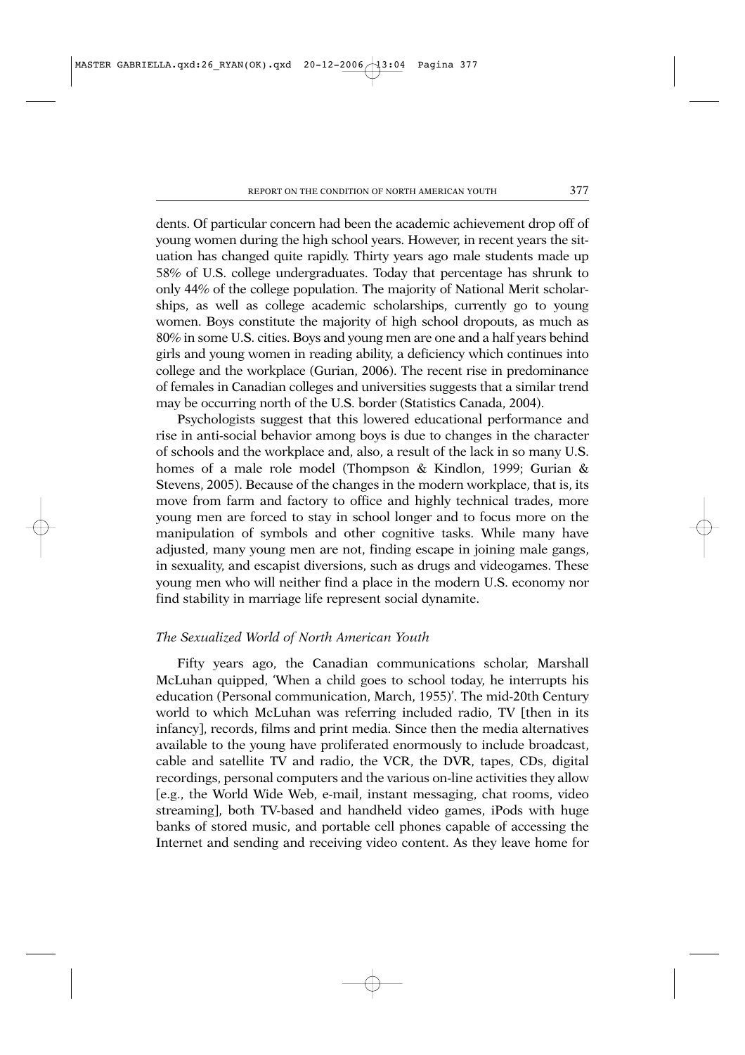dents. Of particular concern had been the academic achievement drop off of young women during the high school years. However, in recent years the situation has changed quite rapidly. Thirty years ago male students made up 58% of U.S. college undergraduates. Today that percentage has shrunk to only 44% of the college population. The majority of National Merit scholarships, as well as college academic scholarships, currently go to young women. Boys constitute the majority of high school dropouts, as much as 80% in some U.S. cities. Boys and young men are one and a half years behind girls and young women in reading ability, a deficiency which continues into college and the workplace (Gurian, 2006). The recent rise in predominance of females in Canadian colleges and universities suggests that a similar trend may be occurring north of the U.S. border (Statistics Canada, 2004).

Psychologists suggest that this lowered educational performance and rise in anti-social behavior among boys is due to changes in the character of schools and the workplace and, also, a result of the lack in so many U.S. homes of a male role model (Thompson & Kindlon, 1999; Gurian & Stevens, 2005). Because of the changes in the modern workplace, that is, its move from farm and factory to office and highly technical trades, more young men are forced to stay in school longer and to focus more on the manipulation of symbols and other cognitive tasks. While many have adjusted, many young men are not, finding escape in joining male gangs, in sexuality, and escapist diversions, such as drugs and videogames. These young men who will neither find a place in the modern U.S. economy nor find stability in marriage life represent social dynamite.

### *The Sexualized World of North American Youth*

Fifty years ago, the Canadian communications scholar, Marshall McLuhan quipped, 'When a child goes to school today, he interrupts his education (Personal communication, March, 1955)'. The mid-20th Century world to which McLuhan was referring included radio, TV [then in its infancy], records, films and print media. Since then the media alternatives available to the young have proliferated enormously to include broadcast, cable and satellite TV and radio, the VCR, the DVR, tapes, CDs, digital recordings, personal computers and the various on-line activities they allow [e.g., the World Wide Web, e-mail, instant messaging, chat rooms, video streaming], both TV-based and handheld video games, iPods with huge banks of stored music, and portable cell phones capable of accessing the Internet and sending and receiving video content. As they leave home for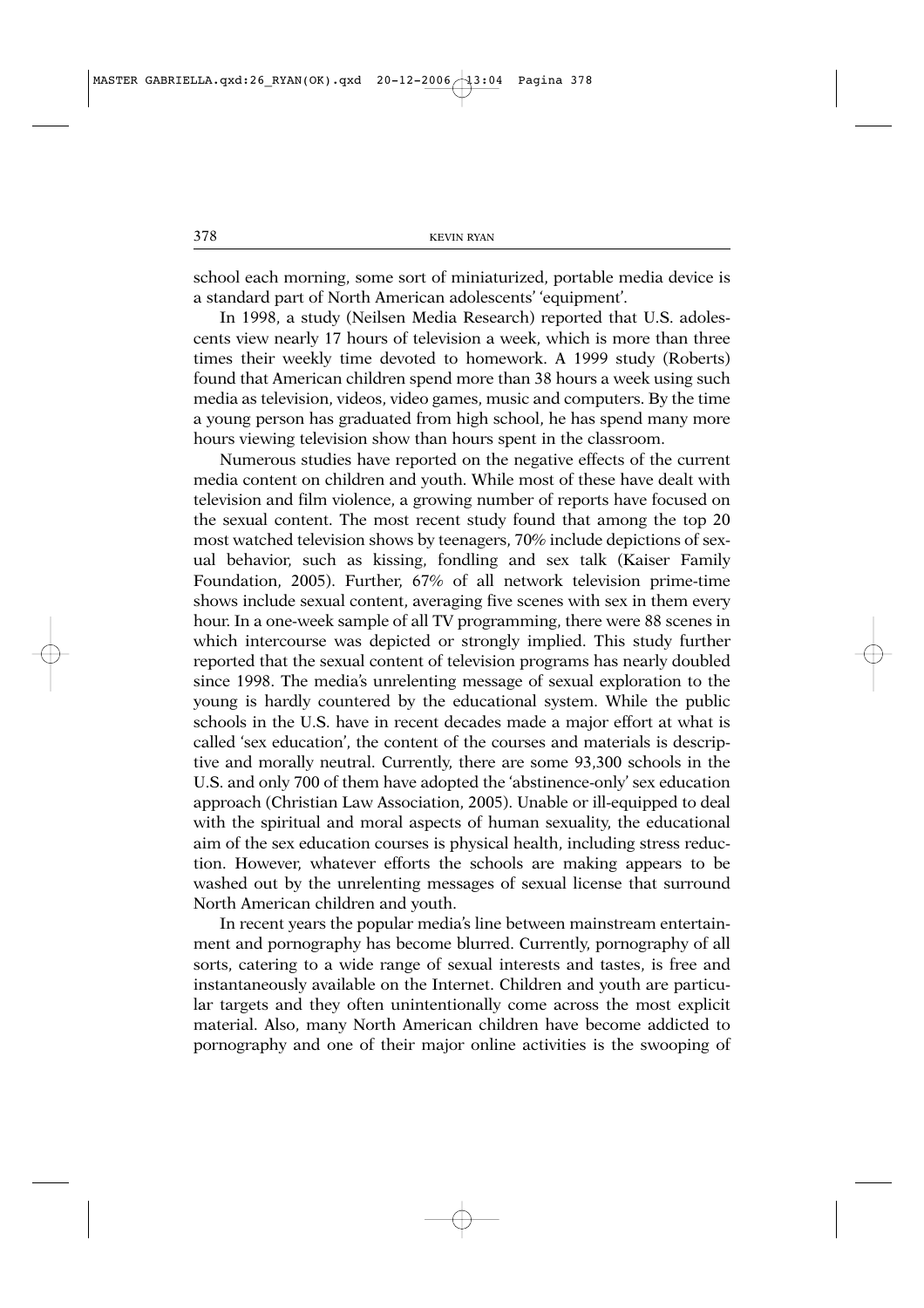school each morning, some sort of miniaturized, portable media device is a standard part of North American adolescents' 'equipment'.

In 1998, a study (Neilsen Media Research) reported that U.S. adolescents view nearly 17 hours of television a week, which is more than three times their weekly time devoted to homework. A 1999 study (Roberts) found that American children spend more than 38 hours a week using such media as television, videos, video games, music and computers. By the time a young person has graduated from high school, he has spend many more hours viewing television show than hours spent in the classroom.

Numerous studies have reported on the negative effects of the current media content on children and youth. While most of these have dealt with television and film violence, a growing number of reports have focused on the sexual content. The most recent study found that among the top 20 most watched television shows by teenagers, 70% include depictions of sexual behavior, such as kissing, fondling and sex talk (Kaiser Family Foundation, 2005). Further, 67% of all network television prime-time shows include sexual content, averaging five scenes with sex in them every hour. In a one-week sample of all TV programming, there were 88 scenes in which intercourse was depicted or strongly implied. This study further reported that the sexual content of television programs has nearly doubled since 1998. The media's unrelenting message of sexual exploration to the young is hardly countered by the educational system. While the public schools in the U.S. have in recent decades made a major effort at what is called 'sex education', the content of the courses and materials is descriptive and morally neutral. Currently, there are some 93,300 schools in the U.S. and only 700 of them have adopted the 'abstinence-only' sex education approach (Christian Law Association, 2005). Unable or ill-equipped to deal with the spiritual and moral aspects of human sexuality, the educational aim of the sex education courses is physical health, including stress reduction. However, whatever efforts the schools are making appears to be washed out by the unrelenting messages of sexual license that surround North American children and youth.

In recent years the popular media's line between mainstream entertainment and pornography has become blurred. Currently, pornography of all sorts, catering to a wide range of sexual interests and tastes, is free and instantaneously available on the Internet. Children and youth are particular targets and they often unintentionally come across the most explicit material. Also, many North American children have become addicted to pornography and one of their major online activities is the swooping of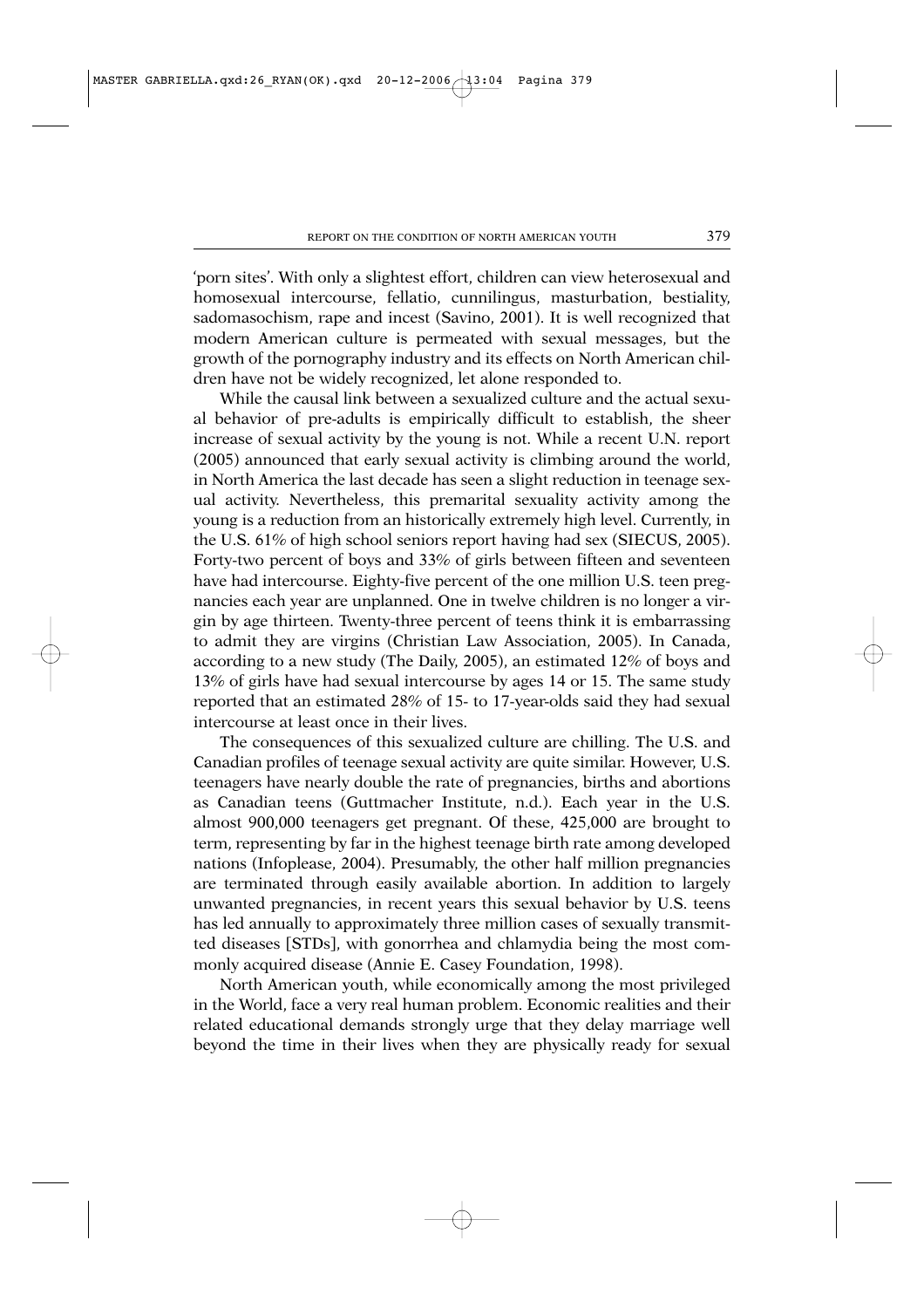'porn sites'. With only a slightest effort, children can view heterosexual and homosexual intercourse, fellatio, cunnilingus, masturbation, bestiality, sadomasochism, rape and incest (Savino, 2001). It is well recognized that modern American culture is permeated with sexual messages, but the growth of the pornography industry and its effects on North American children have not be widely recognized, let alone responded to.

While the causal link between a sexualized culture and the actual sexual behavior of pre-adults is empirically difficult to establish, the sheer increase of sexual activity by the young is not. While a recent U.N. report (2005) announced that early sexual activity is climbing around the world, in North America the last decade has seen a slight reduction in teenage sexual activity. Nevertheless, this premarital sexuality activity among the young is a reduction from an historically extremely high level. Currently, in the U.S. 61% of high school seniors report having had sex (SIECUS, 2005). Forty-two percent of boys and 33% of girls between fifteen and seventeen have had intercourse. Eighty-five percent of the one million U.S. teen pregnancies each year are unplanned. One in twelve children is no longer a virgin by age thirteen. Twenty-three percent of teens think it is embarrassing to admit they are virgins (Christian Law Association, 2005). In Canada, according to a new study (The Daily, 2005), an estimated 12% of boys and 13% of girls have had sexual intercourse by ages 14 or 15. The same study reported that an estimated 28% of 15- to 17-year-olds said they had sexual intercourse at least once in their lives.

The consequences of this sexualized culture are chilling. The U.S. and Canadian profiles of teenage sexual activity are quite similar. However, U.S. teenagers have nearly double the rate of pregnancies, births and abortions as Canadian teens (Guttmacher Institute, n.d.). Each year in the U.S. almost 900,000 teenagers get pregnant. Of these, 425,000 are brought to term, representing by far in the highest teenage birth rate among developed nations (Infoplease, 2004). Presumably, the other half million pregnancies are terminated through easily available abortion. In addition to largely unwanted pregnancies, in recent years this sexual behavior by U.S. teens has led annually to approximately three million cases of sexually transmitted diseases [STDs], with gonorrhea and chlamydia being the most commonly acquired disease (Annie E. Casey Foundation, 1998).

North American youth, while economically among the most privileged in the World, face a very real human problem. Economic realities and their related educational demands strongly urge that they delay marriage well beyond the time in their lives when they are physically ready for sexual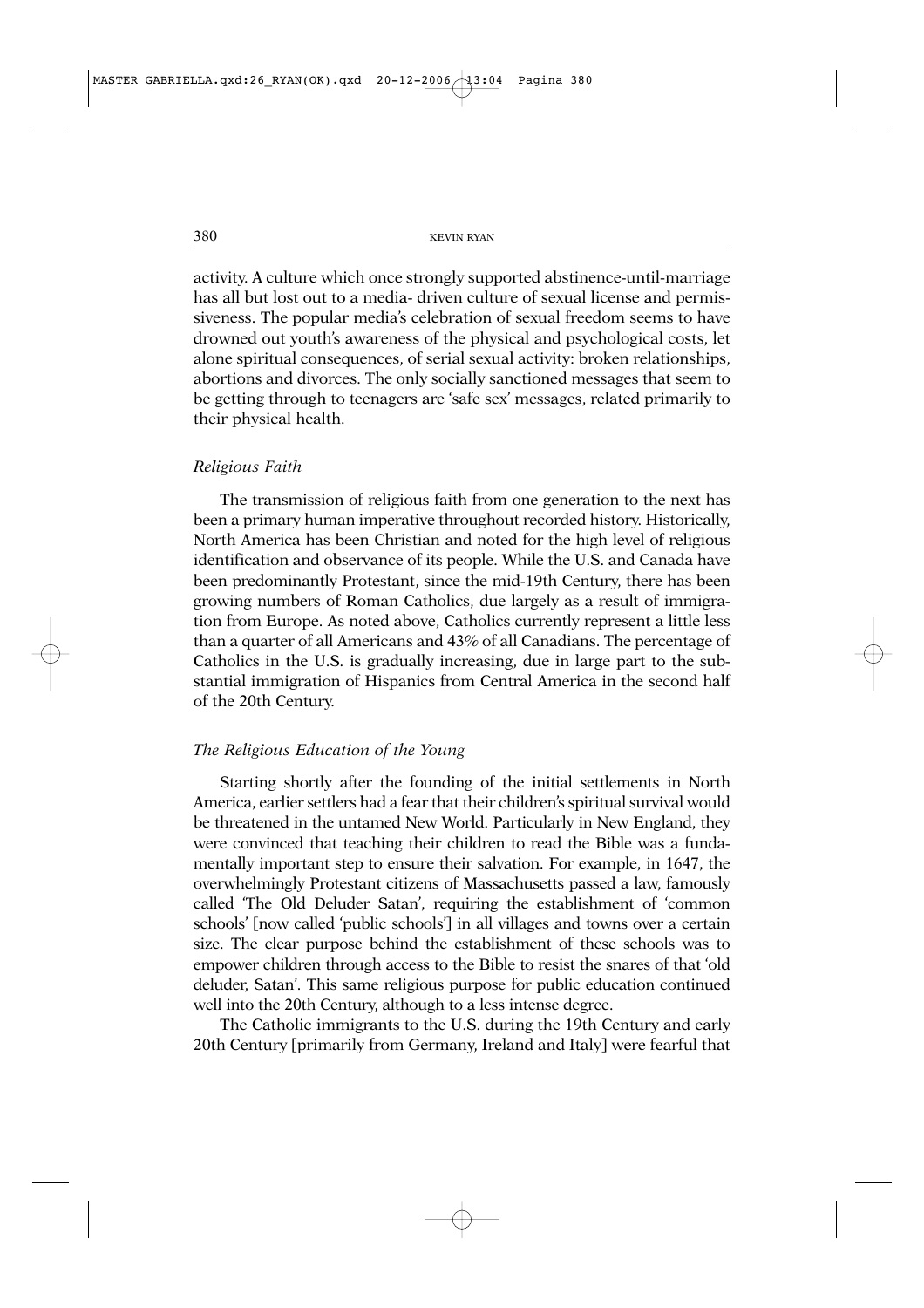activity. A culture which once strongly supported abstinence-until-marriage has all but lost out to a media- driven culture of sexual license and permissiveness. The popular media's celebration of sexual freedom seems to have drowned out youth's awareness of the physical and psychological costs, let alone spiritual consequences, of serial sexual activity: broken relationships, abortions and divorces. The only socially sanctioned messages that seem to be getting through to teenagers are 'safe sex' messages, related primarily to their physical health.

### *Religious Faith*

The transmission of religious faith from one generation to the next has been a primary human imperative throughout recorded history. Historically, North America has been Christian and noted for the high level of religious identification and observance of its people. While the U.S. and Canada have been predominantly Protestant, since the mid-19th Century, there has been growing numbers of Roman Catholics, due largely as a result of immigration from Europe. As noted above, Catholics currently represent a little less than a quarter of all Americans and 43% of all Canadians. The percentage of Catholics in the U.S. is gradually increasing, due in large part to the substantial immigration of Hispanics from Central America in the second half of the 20th Century.

### *The Religious Education of the Young*

Starting shortly after the founding of the initial settlements in North America, earlier settlers had a fear that their children's spiritual survival would be threatened in the untamed New World. Particularly in New England, they were convinced that teaching their children to read the Bible was a fundamentally important step to ensure their salvation. For example, in 1647, the overwhelmingly Protestant citizens of Massachusetts passed a law, famously called 'The Old Deluder Satan', requiring the establishment of 'common schools' [now called 'public schools'] in all villages and towns over a certain size. The clear purpose behind the establishment of these schools was to empower children through access to the Bible to resist the snares of that 'old deluder, Satan'. This same religious purpose for public education continued well into the 20th Century, although to a less intense degree.

The Catholic immigrants to the U.S. during the 19th Century and early 20th Century [primarily from Germany, Ireland and Italy] were fearful that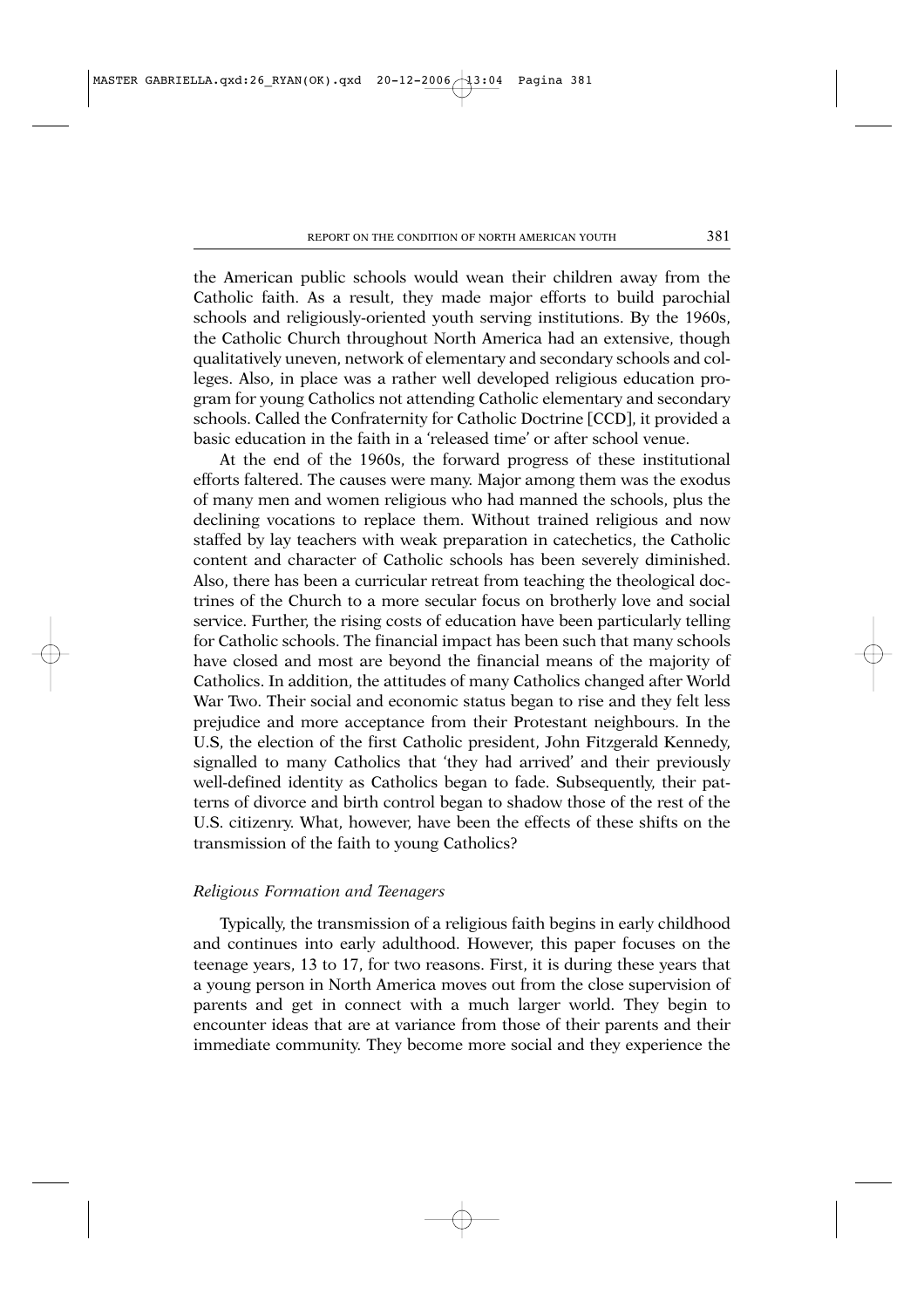the American public schools would wean their children away from the Catholic faith. As a result, they made major efforts to build parochial schools and religiously-oriented youth serving institutions. By the 1960s, the Catholic Church throughout North America had an extensive, though qualitatively uneven, network of elementary and secondary schools and colleges. Also, in place was a rather well developed religious education program for young Catholics not attending Catholic elementary and secondary schools. Called the Confraternity for Catholic Doctrine [CCD], it provided a basic education in the faith in a 'released time' or after school venue.

At the end of the 1960s, the forward progress of these institutional efforts faltered. The causes were many. Major among them was the exodus of many men and women religious who had manned the schools, plus the declining vocations to replace them. Without trained religious and now staffed by lay teachers with weak preparation in catechetics, the Catholic content and character of Catholic schools has been severely diminished. Also, there has been a curricular retreat from teaching the theological doctrines of the Church to a more secular focus on brotherly love and social service. Further, the rising costs of education have been particularly telling for Catholic schools. The financial impact has been such that many schools have closed and most are beyond the financial means of the majority of Catholics. In addition, the attitudes of many Catholics changed after World War Two. Their social and economic status began to rise and they felt less prejudice and more acceptance from their Protestant neighbours. In the U.S, the election of the first Catholic president, John Fitzgerald Kennedy, signalled to many Catholics that 'they had arrived' and their previously well-defined identity as Catholics began to fade. Subsequently, their patterns of divorce and birth control began to shadow those of the rest of the U.S. citizenry. What, however, have been the effects of these shifts on the transmission of the faith to young Catholics?

### *Religious Formation and Teenagers*

Typically, the transmission of a religious faith begins in early childhood and continues into early adulthood. However, this paper focuses on the teenage years, 13 to 17, for two reasons. First, it is during these years that a young person in North America moves out from the close supervision of parents and get in connect with a much larger world. They begin to encounter ideas that are at variance from those of their parents and their immediate community. They become more social and they experience the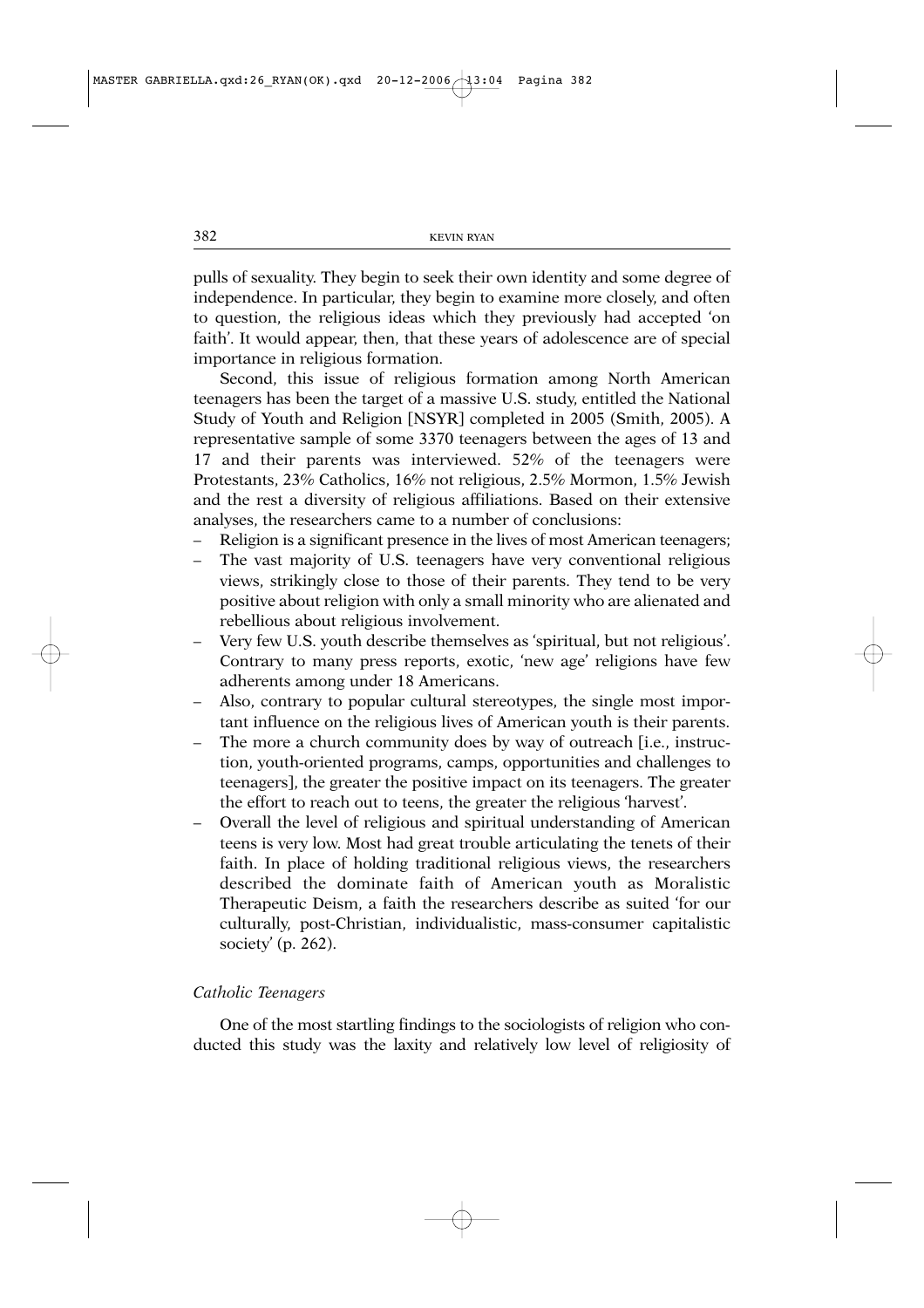pulls of sexuality. They begin to seek their own identity and some degree of independence. In particular, they begin to examine more closely, and often to question, the religious ideas which they previously had accepted 'on faith'. It would appear, then, that these years of adolescence are of special importance in religious formation.

Second, this issue of religious formation among North American teenagers has been the target of a massive U.S. study, entitled the National Study of Youth and Religion [NSYR] completed in 2005 (Smith, 2005). A representative sample of some 3370 teenagers between the ages of 13 and 17 and their parents was interviewed. 52% of the teenagers were Protestants, 23% Catholics, 16% not religious, 2.5% Mormon, 1.5% Jewish and the rest a diversity of religious affiliations. Based on their extensive analyses, the researchers came to a number of conclusions:

- Religion is a significant presence in the lives of most American teenagers;
- The vast majority of U.S. teenagers have very conventional religious views, strikingly close to those of their parents. They tend to be very positive about religion with only a small minority who are alienated and rebellious about religious involvement.
- Very few U.S. youth describe themselves as 'spiritual, but not religious'. Contrary to many press reports, exotic, 'new age' religions have few adherents among under 18 Americans.
- Also, contrary to popular cultural stereotypes, the single most important influence on the religious lives of American youth is their parents.
- The more a church community does by way of outreach [i.e., instruction, youth-oriented programs, camps, opportunities and challenges to teenagers], the greater the positive impact on its teenagers. The greater the effort to reach out to teens, the greater the religious 'harvest'.
- Overall the level of religious and spiritual understanding of American teens is very low. Most had great trouble articulating the tenets of their faith. In place of holding traditional religious views, the researchers described the dominate faith of American youth as Moralistic Therapeutic Deism, a faith the researchers describe as suited 'for our culturally, post-Christian, individualistic, mass-consumer capitalistic society' (p. 262).

### *Catholic Teenagers*

One of the most startling findings to the sociologists of religion who conducted this study was the laxity and relatively low level of religiosity of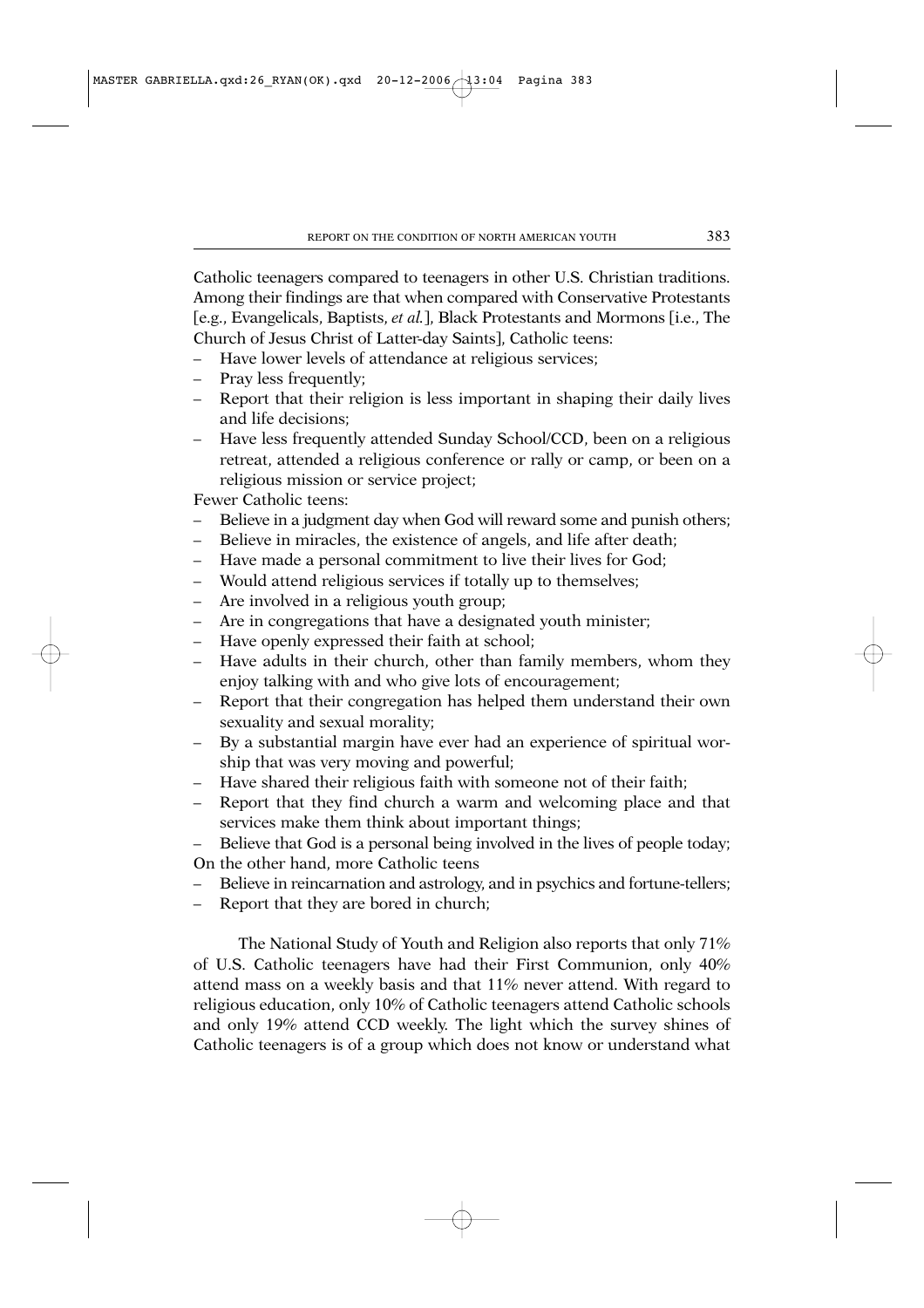Catholic teenagers compared to teenagers in other U.S. Christian traditions. Among their findings are that when compared with Conservative Protestants [e.g., Evangelicals, Baptists, *et al.*], Black Protestants and Mormons [i.e., The Church of Jesus Christ of Latter-day Saints], Catholic teens:

- Have lower levels of attendance at religious services;
- Pray less frequently;
- Report that their religion is less important in shaping their daily lives and life decisions;
- Have less frequently attended Sunday School/CCD, been on a religious retreat, attended a religious conference or rally or camp, or been on a religious mission or service project;

Fewer Catholic teens:

- Believe in a judgment day when God will reward some and punish others;
- Believe in miracles, the existence of angels, and life after death;
- Have made a personal commitment to live their lives for God;
- Would attend religious services if totally up to themselves;
- Are involved in a religious youth group;
- Are in congregations that have a designated youth minister;
- Have openly expressed their faith at school;
- Have adults in their church, other than family members, whom they enjoy talking with and who give lots of encouragement;
- Report that their congregation has helped them understand their own sexuality and sexual morality;
- By a substantial margin have ever had an experience of spiritual worship that was very moving and powerful;
- Have shared their religious faith with someone not of their faith;
- Report that they find church a warm and welcoming place and that services make them think about important things;
- Believe that God is a personal being involved in the lives of people today;

On the other hand, more Catholic teens

- Believe in reincarnation and astrology, and in psychics and fortune-tellers;
- Report that they are bored in church;

The National Study of Youth and Religion also reports that only 71% of U.S. Catholic teenagers have had their First Communion, only 40% attend mass on a weekly basis and that 11% never attend. With regard to religious education, only 10% of Catholic teenagers attend Catholic schools and only 19% attend CCD weekly. The light which the survey shines of Catholic teenagers is of a group which does not know or understand what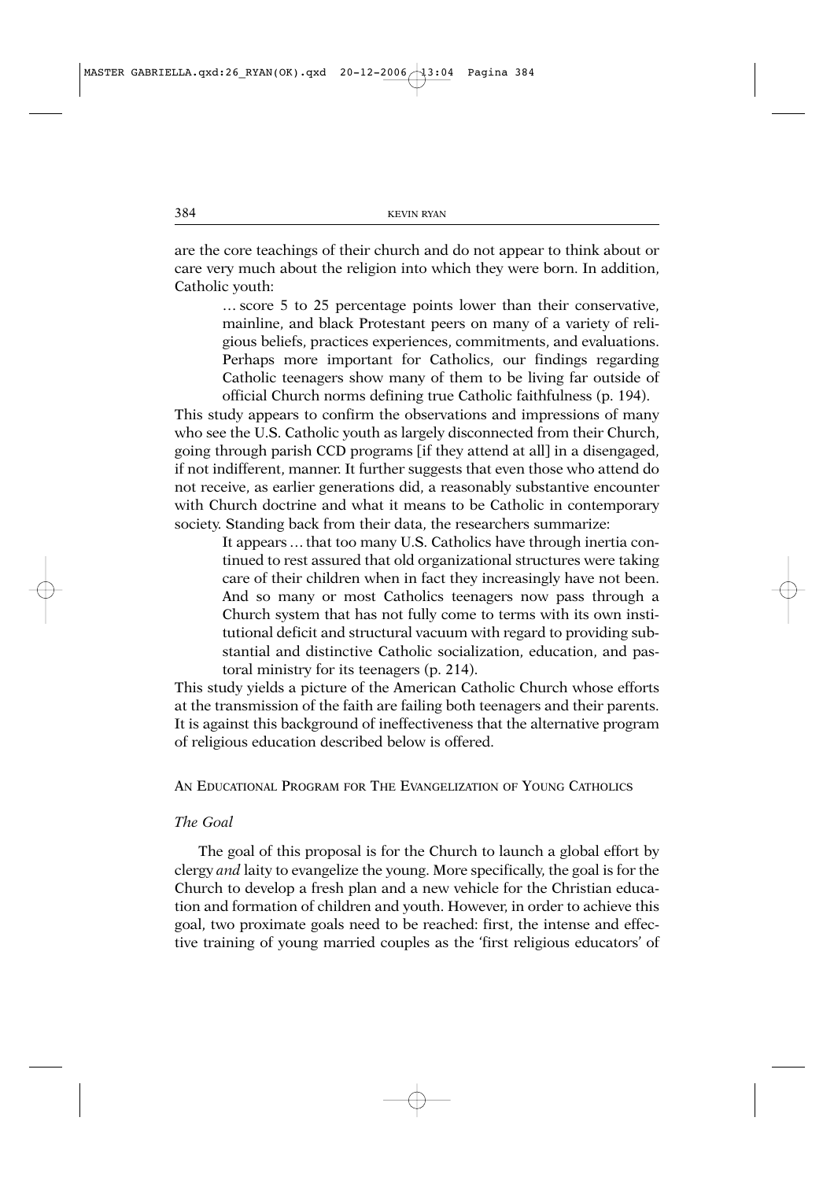are the core teachings of their church and do not appear to think about or care very much about the religion into which they were born. In addition, Catholic youth:

> … score 5 to 25 percentage points lower than their conservative, mainline, and black Protestant peers on many of a variety of religious beliefs, practices experiences, commitments, and evaluations. Perhaps more important for Catholics, our findings regarding Catholic teenagers show many of them to be living far outside of official Church norms defining true Catholic faithfulness (p. 194).

This study appears to confirm the observations and impressions of many who see the U.S. Catholic youth as largely disconnected from their Church, going through parish CCD programs [if they attend at all] in a disengaged, if not indifferent, manner. It further suggests that even those who attend do not receive, as earlier generations did, a reasonably substantive encounter with Church doctrine and what it means to be Catholic in contemporary society. Standing back from their data, the researchers summarize:

> It appears … that too many U.S. Catholics have through inertia continued to rest assured that old organizational structures were taking care of their children when in fact they increasingly have not been. And so many or most Catholics teenagers now pass through a Church system that has not fully come to terms with its own institutional deficit and structural vacuum with regard to providing substantial and distinctive Catholic socialization, education, and pastoral ministry for its teenagers (p. 214).

This study yields a picture of the American Catholic Church whose efforts at the transmission of the faith are failing both teenagers and their parents. It is against this background of ineffectiveness that the alternative program of religious education described below is offered.

## An Educational Program for The Evangelization of Young Catholics

### *The Goal*

The goal of this proposal is for the Church to launch a global effort by clergy *and* laity to evangelize the young. More specifically, the goal is for the Church to develop a fresh plan and a new vehicle for the Christian education and formation of children and youth. However, in order to achieve this goal, two proximate goals need to be reached: first, the intense and effective training of young married couples as the 'first religious educators' of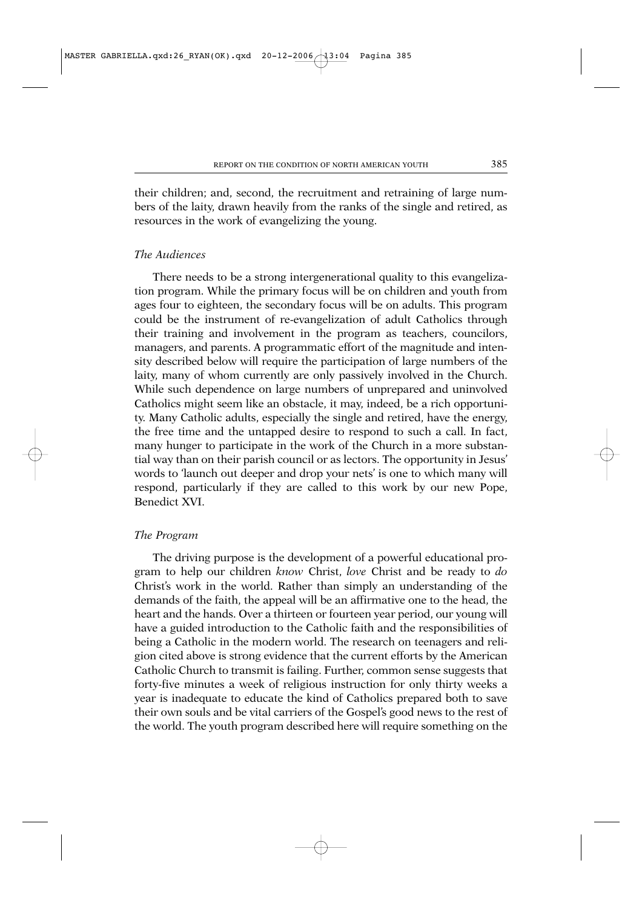their children; and, second, the recruitment and retraining of large numbers of the laity, drawn heavily from the ranks of the single and retired, as resources in the work of evangelizing the young.

*The Audiences*

There needs to be a strong intergenerational quality to this evangelization program. While the primary focus will be on children and youth from ages four to eighteen, the secondary focus will be on adults. This program could be the instrument of re-evangelization of adult Catholics through their training and involvement in the program as teachers, councilors, managers, and parents. A programmatic effort of the magnitude and intensity described below will require the participation of large numbers of the laity, many of whom currently are only passively involved in the Church. While such dependence on large numbers of unprepared and uninvolved Catholics might seem like an obstacle, it may, indeed, be a rich opportunity. Many Catholic adults, especially the single and retired, have the energy, the free time and the untapped desire to respond to such a call. In fact, many hunger to participate in the work of the Church in a more substantial way than on their parish council or as lectors. The opportunity in Jesus' words to 'launch out deeper and drop your nets' is one to which many will respond, particularly if they are called to this work by our new Pope, Benedict XVI.

*The Program*

The driving purpose is the development of a powerful educational program to help our children *know* Christ, *love* Christ and be ready to *do* Christ's work in the world. Rather than simply an understanding of the demands of the faith, the appeal will be an affirmative one to the head, the heart and the hands. Over a thirteen or fourteen year period, our young will have a guided introduction to the Catholic faith and the responsibilities of being a Catholic in the modern world. The research on teenagers and religion cited above is strong evidence that the current efforts by the American Catholic Church to transmit is failing. Further, common sense suggests that forty-five minutes a week of religious instruction for only thirty weeks a year is inadequate to educate the kind of Catholics prepared both to save their own souls and be vital carriers of the Gospel's good news to the rest of the world. The youth program described here will require something on the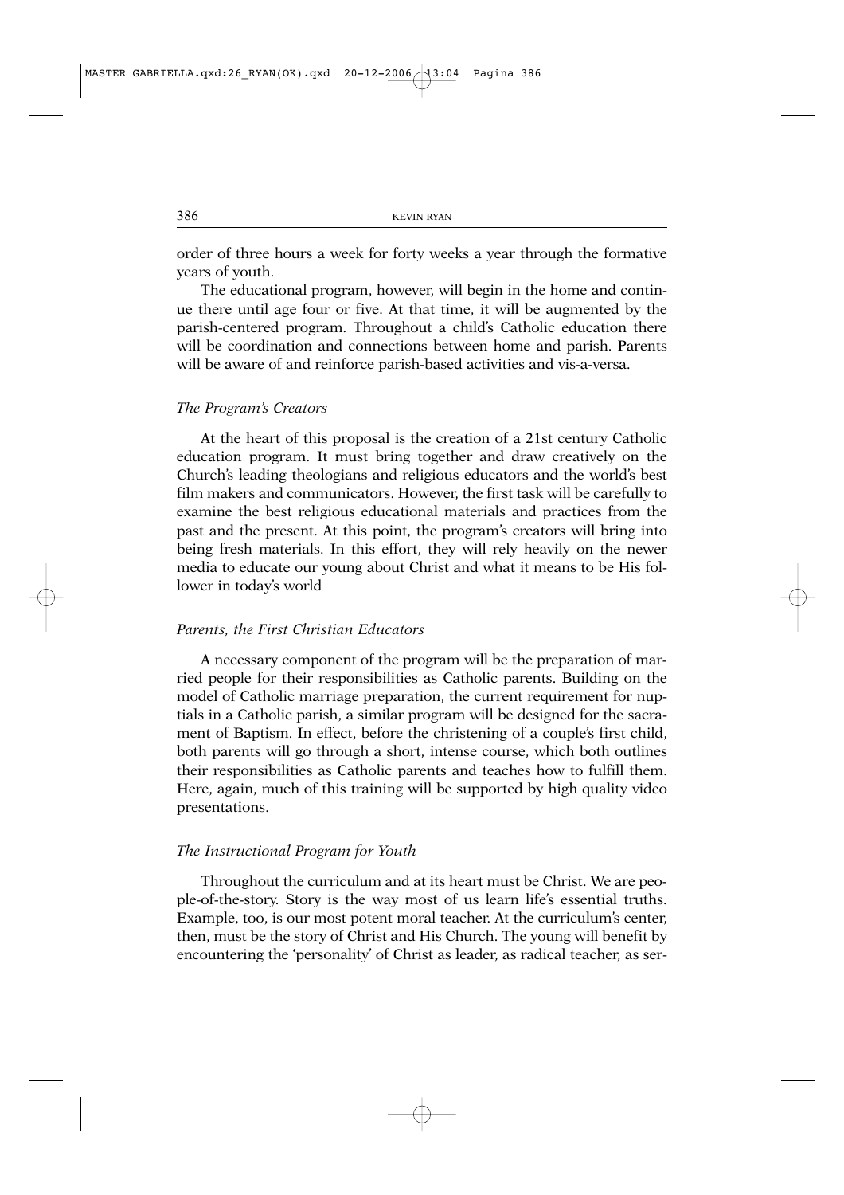order of three hours a week for forty weeks a year through the formative years of youth.

The educational program, however, will begin in the home and continue there until age four or five. At that time, it will be augmented by the parish-centered program. Throughout a child's Catholic education there will be coordination and connections between home and parish. Parents will be aware of and reinforce parish-based activities and vis-a-versa.

### *The Program's Creators*

At the heart of this proposal is the creation of a 21st century Catholic education program. It must bring together and draw creatively on the Church's leading theologians and religious educators and the world's best film makers and communicators. However, the first task will be carefully to examine the best religious educational materials and practices from the past and the present. At this point, the program's creators will bring into being fresh materials. In this effort, they will rely heavily on the newer media to educate our young about Christ and what it means to be His follower in today's world

### *Parents, the First Christian Educators*

A necessary component of the program will be the preparation of married people for their responsibilities as Catholic parents. Building on the model of Catholic marriage preparation, the current requirement for nuptials in a Catholic parish, a similar program will be designed for the sacrament of Baptism. In effect, before the christening of a couple's first child, both parents will go through a short, intense course, which both outlines their responsibilities as Catholic parents and teaches how to fulfill them. Here, again, much of this training will be supported by high quality video presentations.

### *The Instructional Program for Youth*

Throughout the curriculum and at its heart must be Christ. We are people-of-the-story. Story is the way most of us learn life's essential truths. Example, too, is our most potent moral teacher. At the curriculum's center, then, must be the story of Christ and His Church. The young will benefit by encountering the 'personality' of Christ as leader, as radical teacher, as ser-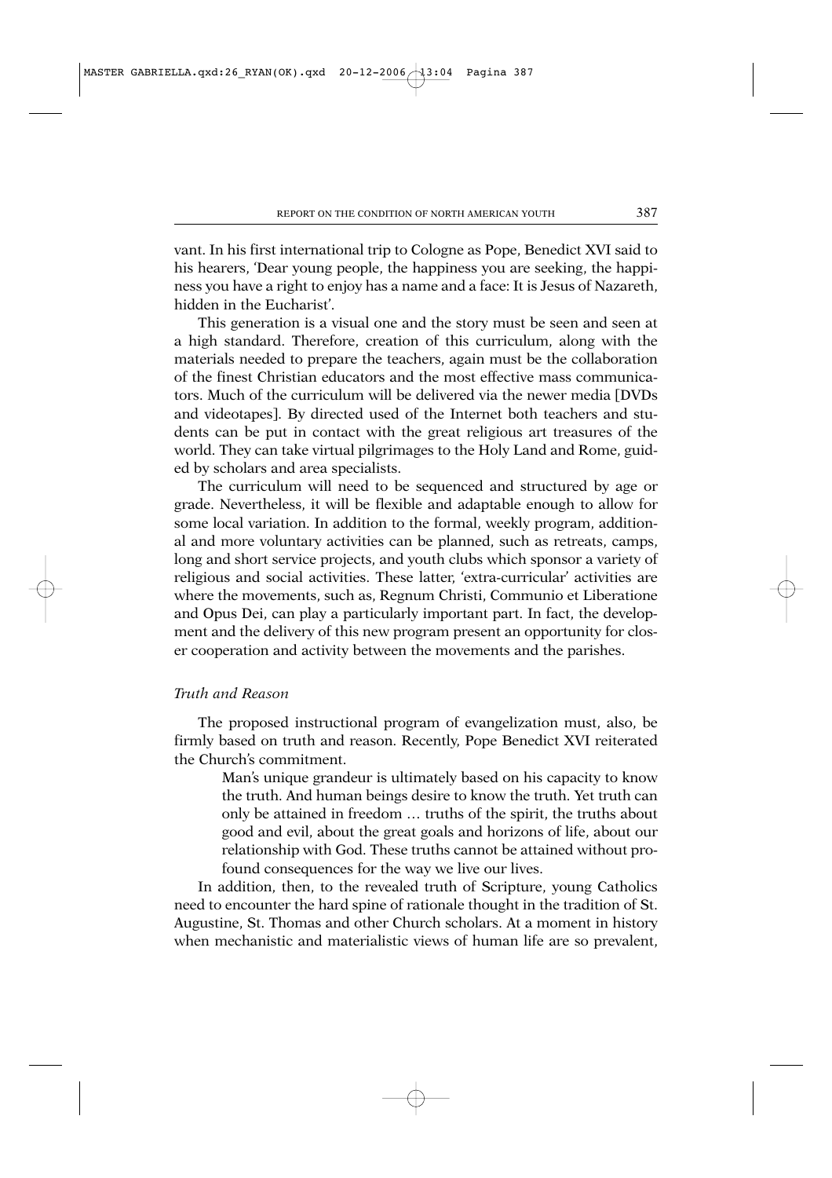vant. In his first international trip to Cologne as Pope, Benedict XVI said to his hearers, 'Dear young people, the happiness you are seeking, the happiness you have a right to enjoy has a name and a face: It is Jesus of Nazareth, hidden in the Eucharist'.

This generation is a visual one and the story must be seen and seen at a high standard. Therefore, creation of this curriculum, along with the materials needed to prepare the teachers, again must be the collaboration of the finest Christian educators and the most effective mass communicators. Much of the curriculum will be delivered via the newer media [DVDs and videotapes]. By directed used of the Internet both teachers and students can be put in contact with the great religious art treasures of the world. They can take virtual pilgrimages to the Holy Land and Rome, guided by scholars and area specialists.

The curriculum will need to be sequenced and structured by age or grade. Nevertheless, it will be flexible and adaptable enough to allow for some local variation. In addition to the formal, weekly program, additional and more voluntary activities can be planned, such as retreats, camps, long and short service projects, and youth clubs which sponsor a variety of religious and social activities. These latter, 'extra-curricular' activities are where the movements, such as, Regnum Christi, Communio et Liberatione and Opus Dei, can play a particularly important part. In fact, the development and the delivery of this new program present an opportunity for closer cooperation and activity between the movements and the parishes.

*Truth and Reason*

The proposed instructional program of evangelization must, also, be firmly based on truth and reason. Recently, Pope Benedict XVI reiterated the Church's commitment.

> Man's unique grandeur is ultimately based on his capacity to know the truth. And human beings desire to know the truth. Yet truth can only be attained in freedom … truths of the spirit, the truths about good and evil, about the great goals and horizons of life, about our relationship with God. These truths cannot be attained without profound consequences for the way we live our lives.

In addition, then, to the revealed truth of Scripture, young Catholics need to encounter the hard spine of rationale thought in the tradition of St. Augustine, St. Thomas and other Church scholars. At a moment in history when mechanistic and materialistic views of human life are so prevalent,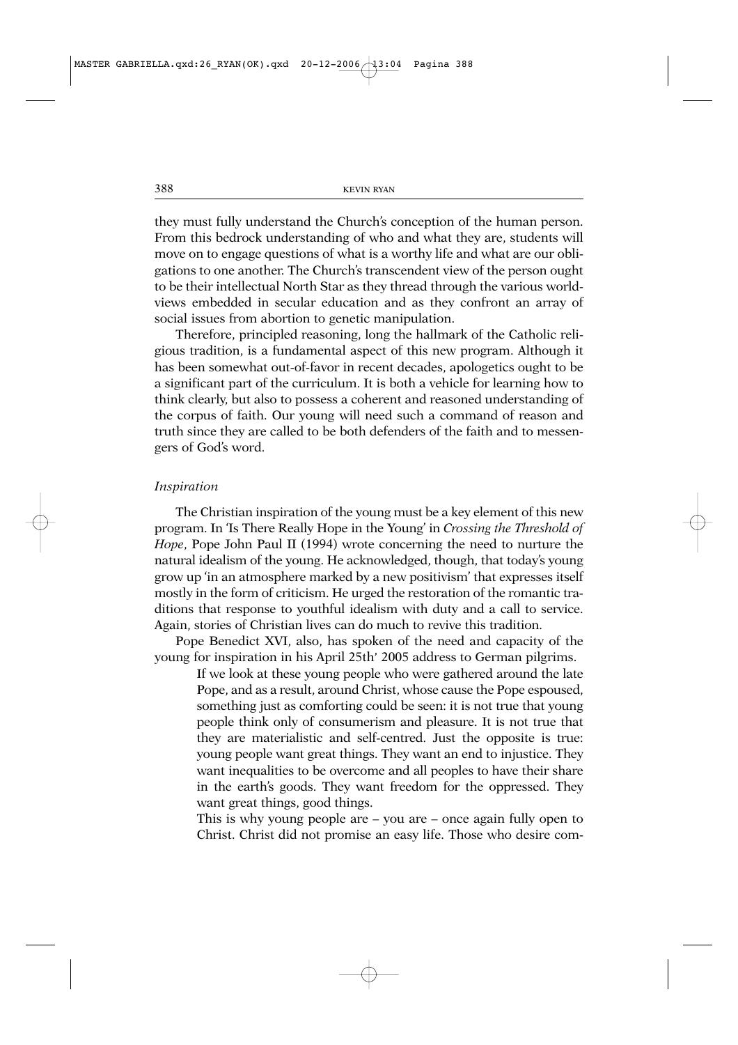they must fully understand the Church's conception of the human person. From this bedrock understanding of who and what they are, students will move on to engage questions of what is a worthy life and what are our obligations to one another. The Church's transcendent view of the person ought to be their intellectual North Star as they thread through the various worldviews embedded in secular education and as they confront an array of social issues from abortion to genetic manipulation.

Therefore, principled reasoning, long the hallmark of the Catholic religious tradition, is a fundamental aspect of this new program. Although it has been somewhat out-of-favor in recent decades, apologetics ought to be a significant part of the curriculum. It is both a vehicle for learning how to think clearly, but also to possess a coherent and reasoned understanding of the corpus of faith. Our young will need such a command of reason and truth since they are called to be both defenders of the faith and to messengers of God's word.

### *Inspiration*

The Christian inspiration of the young must be a key element of this new program. In 'Is There Really Hope in the Young' in *Crossing the Threshold of Hope*, Pope John Paul II (1994) wrote concerning the need to nurture the natural idealism of the young. He acknowledged, though, that today's young grow up 'in an atmosphere marked by a new positivism' that expresses itself mostly in the form of criticism. He urged the restoration of the romantic traditions that response to youthful idealism with duty and a call to service. Again, stories of Christian lives can do much to revive this tradition.

Pope Benedict XVI, also, has spoken of the need and capacity of the young for inspiration in his April 25th' 2005 address to German pilgrims.

> If we look at these young people who were gathered around the late Pope, and as a result, around Christ, whose cause the Pope espoused, something just as comforting could be seen: it is not true that young people think only of consumerism and pleasure. It is not true that they are materialistic and self-centred. Just the opposite is true: young people want great things. They want an end to injustice. They want inequalities to be overcome and all peoples to have their share in the earth's goods. They want freedom for the oppressed. They want great things, good things.
>
> This is why young people are – you are – once again fully open to Christ. Christ did not promise an easy life. Those who desire com-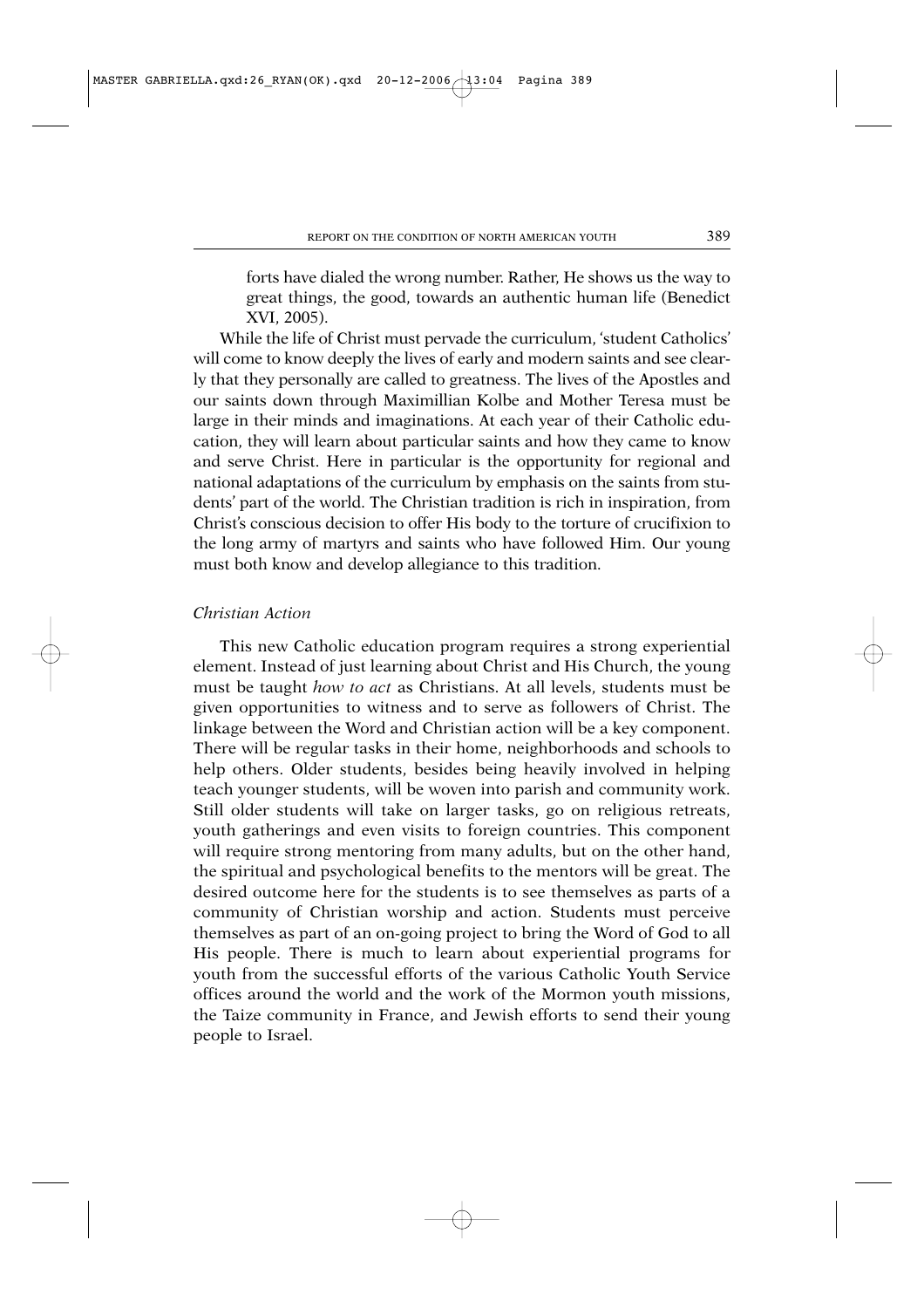> forts have dialed the wrong number. Rather, He shows us the way to great things, the good, towards an authentic human life (Benedict XVI, 2005).

While the life of Christ must pervade the curriculum, 'student Catholics' will come to know deeply the lives of early and modern saints and see clearly that they personally are called to greatness. The lives of the Apostles and our saints down through Maximillian Kolbe and Mother Teresa must be large in their minds and imaginations. At each year of their Catholic education, they will learn about particular saints and how they came to know and serve Christ. Here in particular is the opportunity for regional and national adaptations of the curriculum by emphasis on the saints from students' part of the world. The Christian tradition is rich in inspiration, from Christ's conscious decision to offer His body to the torture of crucifixion to the long army of martyrs and saints who have followed Him. Our young must both know and develop allegiance to this tradition.

*Christian Action*

This new Catholic education program requires a strong experiential element. Instead of just learning about Christ and His Church, the young must be taught *how to act* as Christians. At all levels, students must be given opportunities to witness and to serve as followers of Christ. The linkage between the Word and Christian action will be a key component. There will be regular tasks in their home, neighborhoods and schools to help others. Older students, besides being heavily involved in helping teach younger students, will be woven into parish and community work. Still older students will take on larger tasks, go on religious retreats, youth gatherings and even visits to foreign countries. This component will require strong mentoring from many adults, but on the other hand, the spiritual and psychological benefits to the mentors will be great. The desired outcome here for the students is to see themselves as parts of a community of Christian worship and action. Students must perceive themselves as part of an on-going project to bring the Word of God to all His people. There is much to learn about experiential programs for youth from the successful efforts of the various Catholic Youth Service offices around the world and the work of the Mormon youth missions, the Taize community in France, and Jewish efforts to send their young people to Israel.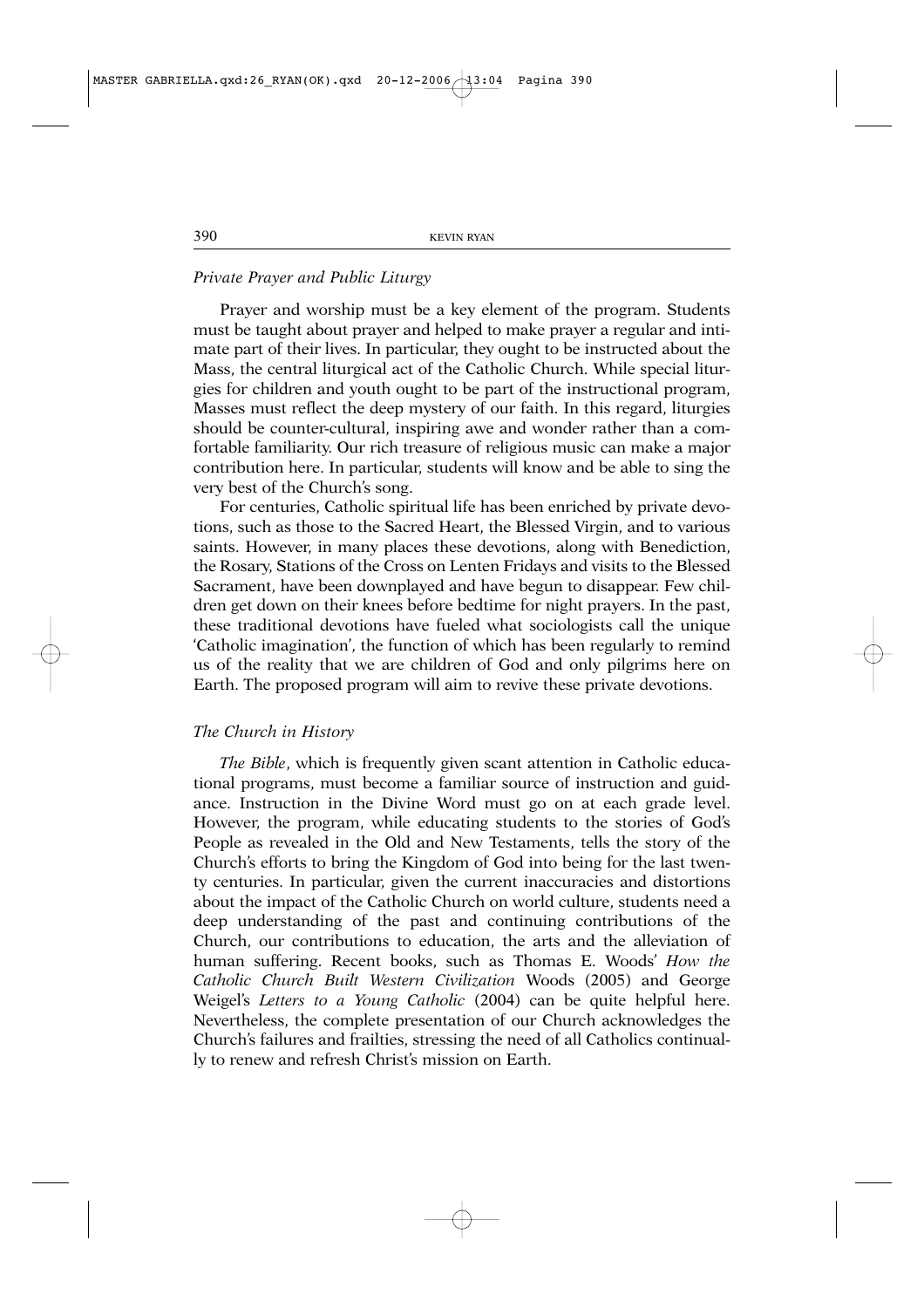### *Private Prayer and Public Liturgy*

Prayer and worship must be a key element of the program. Students must be taught about prayer and helped to make prayer a regular and intimate part of their lives. In particular, they ought to be instructed about the Mass, the central liturgical act of the Catholic Church. While special liturgies for children and youth ought to be part of the instructional program, Masses must reflect the deep mystery of our faith. In this regard, liturgies should be counter-cultural, inspiring awe and wonder rather than a comfortable familiarity. Our rich treasure of religious music can make a major contribution here. In particular, students will know and be able to sing the very best of the Church's song.

For centuries, Catholic spiritual life has been enriched by private devotions, such as those to the Sacred Heart, the Blessed Virgin, and to various saints. However, in many places these devotions, along with Benediction, the Rosary, Stations of the Cross on Lenten Fridays and visits to the Blessed Sacrament, have been downplayed and have begun to disappear. Few children get down on their knees before bedtime for night prayers. In the past, these traditional devotions have fueled what sociologists call the unique 'Catholic imagination', the function of which has been regularly to remind us of the reality that we are children of God and only pilgrims here on Earth. The proposed program will aim to revive these private devotions.

### *The Church in History*

*The Bible*, which is frequently given scant attention in Catholic educational programs, must become a familiar source of instruction and guidance. Instruction in the Divine Word must go on at each grade level. However, the program, while educating students to the stories of God's People as revealed in the Old and New Testaments, tells the story of the Church's efforts to bring the Kingdom of God into being for the last twenty centuries. In particular, given the current inaccuracies and distortions about the impact of the Catholic Church on world culture, students need a deep understanding of the past and continuing contributions of the Church, our contributions to education, the arts and the alleviation of human suffering. Recent books, such as Thomas E. Woods' *How the Catholic Church Built Western Civilization* Woods (2005) and George Weigel's *Letters to a Young Catholic* (2004) can be quite helpful here. Nevertheless, the complete presentation of our Church acknowledges the Church's failures and frailties, stressing the need of all Catholics continually to renew and refresh Christ's mission on Earth.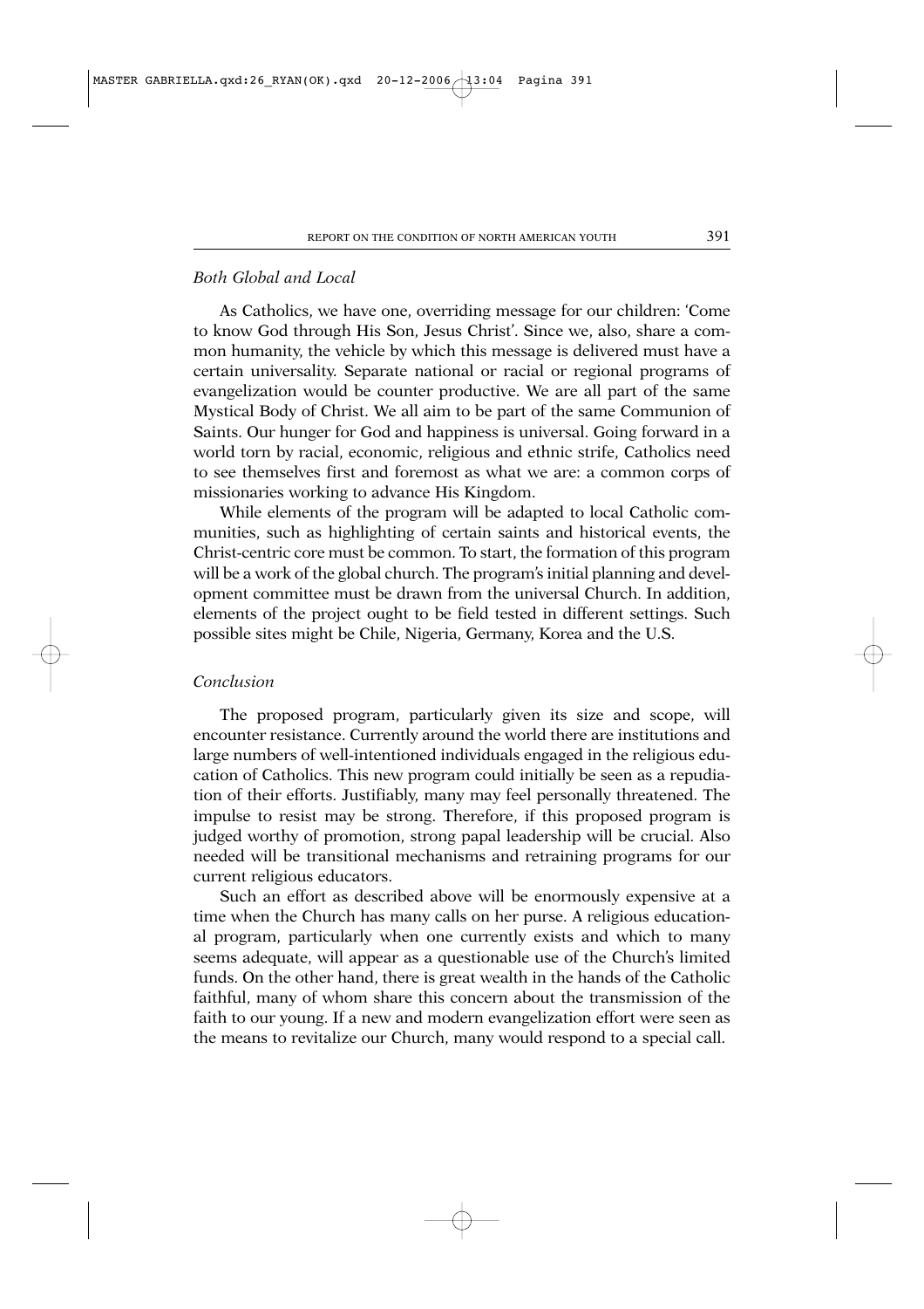### *Both Global and Local*

As Catholics, we have one, overriding message for our children: 'Come to know God through His Son, Jesus Christ'. Since we, also, share a common humanity, the vehicle by which this message is delivered must have a certain universality. Separate national or racial or regional programs of evangelization would be counter productive. We are all part of the same Mystical Body of Christ. We all aim to be part of the same Communion of Saints. Our hunger for God and happiness is universal. Going forward in a world torn by racial, economic, religious and ethnic strife, Catholics need to see themselves first and foremost as what we are: a common corps of missionaries working to advance His Kingdom.

While elements of the program will be adapted to local Catholic communities, such as highlighting of certain saints and historical events, the Christ-centric core must be common. To start, the formation of this program will be a work of the global church. The program's initial planning and development committee must be drawn from the universal Church. In addition, elements of the project ought to be field tested in different settings. Such possible sites might be Chile, Nigeria, Germany, Korea and the U.S.

### *Conclusion*

The proposed program, particularly given its size and scope, will encounter resistance. Currently around the world there are institutions and large numbers of well-intentioned individuals engaged in the religious education of Catholics. This new program could initially be seen as a repudiation of their efforts. Justifiably, many may feel personally threatened. The impulse to resist may be strong. Therefore, if this proposed program is judged worthy of promotion, strong papal leadership will be crucial. Also needed will be transitional mechanisms and retraining programs for our current religious educators.

Such an effort as described above will be enormously expensive at a time when the Church has many calls on her purse. A religious educational program, particularly when one currently exists and which to many seems adequate, will appear as a questionable use of the Church's limited funds. On the other hand, there is great wealth in the hands of the Catholic faithful, many of whom share this concern about the transmission of the faith to our young. If a new and modern evangelization effort were seen as the means to revitalize our Church, many would respond to a special call.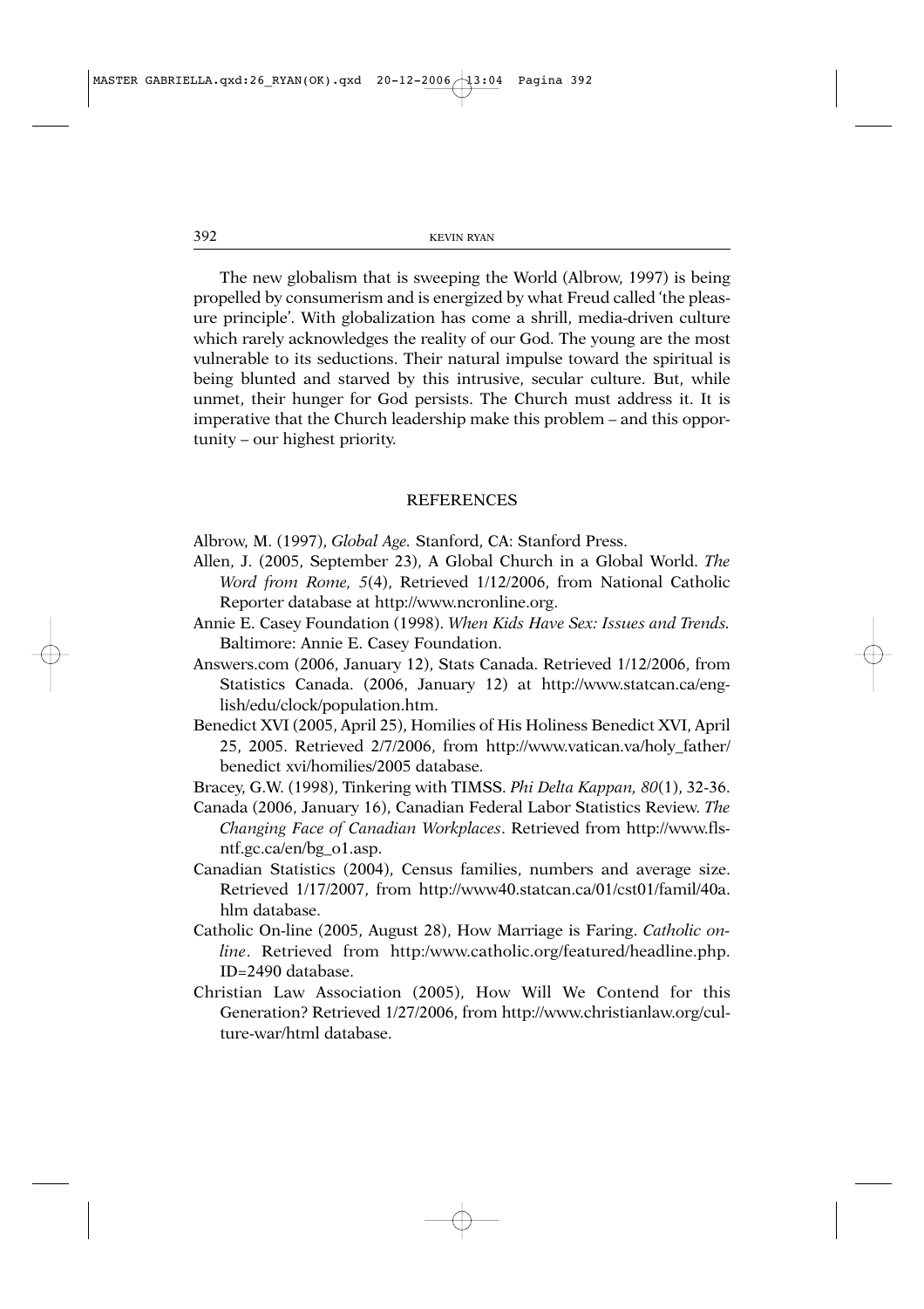The new globalism that is sweeping the World (Albrow, 1997) is being propelled by consumerism and is energized by what Freud called 'the pleasure principle'. With globalization has come a shrill, media-driven culture which rarely acknowledges the reality of our God. The young are the most vulnerable to its seductions. Their natural impulse toward the spiritual is being blunted and starved by this intrusive, secular culture. But, while unmet, their hunger for God persists. The Church must address it. It is imperative that the Church leadership make this problem – and this opportunity – our highest priority.

## REFERENCES

Albrow, M. (1997), *Global Age.* Stanford, CA: Stanford Press.

Allen, J. (2005, September 23), A Global Church in a Global World. *The Word from Rome, 5*(4), Retrieved 1/12/2006, from National Catholic Reporter database at http://www.ncronline.org.

Annie E. Casey Foundation (1998). *When Kids Have Sex: Issues and Trends.* Baltimore: Annie E. Casey Foundation.

Answers.com (2006, January 12), Stats Canada. Retrieved 1/12/2006, from Statistics Canada. (2006, January 12) at http://www.statcan.ca/english/edu/clock/population.htm.

Benedict XVI (2005, April 25), Homilies of His Holiness Benedict XVI, April 25, 2005. Retrieved 2/7/2006, from http://www.vatican.va/holy_father/benedict xvi/homilies/2005 database.

Bracey, G.W. (1998), Tinkering with TIMSS. *Phi Delta Kappan, 80*(1), 32-36.

Canada (2006, January 16), Canadian Federal Labor Statistics Review. *The Changing Face of Canadian Workplaces*. Retrieved from http://www.fls-ntf.gc.ca/en/bg_o1.asp.

Canadian Statistics (2004), Census families, numbers and average size. Retrieved 1/17/2007, from http://www40.statcan.ca/01/cst01/famil/40a.hlm database.

Catholic On-line (2005, August 28), How Marriage is Faring. *Catholic on-line*. Retrieved from http:/www.catholic.org/featured/headline.php. ID=2490 database.

Christian Law Association (2005), How Will We Contend for this Generation? Retrieved 1/27/2006, from http://www.christianlaw.org/culture-war/html database.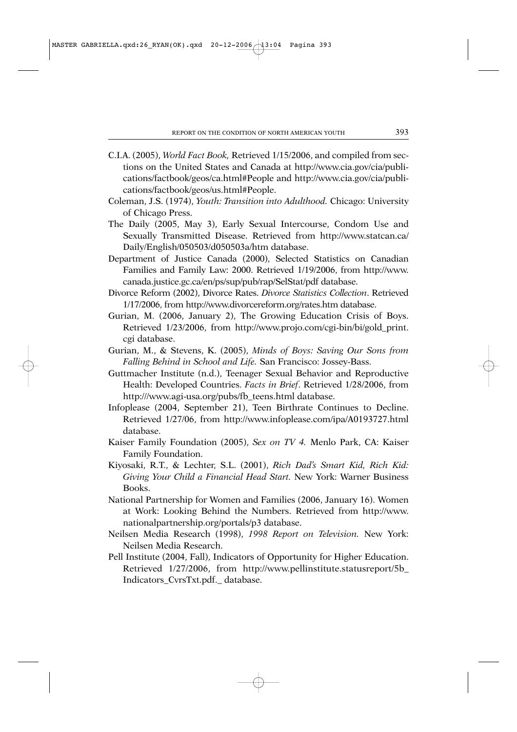C.I.A. (2005), *World Fact Book*, Retrieved 1/15/2006, and compiled from sections on the United States and Canada at http://www.cia.gov/cia/publications/factbook/geos/ca.html#People and http://www.cia.gov/cia/publications/factbook/geos/us.html#People.

Coleman, J.S. (1974), *Youth: Transition into Adulthood*. Chicago: University of Chicago Press.

The Daily (2005, May 3), Early Sexual Intercourse, Condom Use and Sexually Transmitted Disease. Retrieved from http://www.statcan.ca/Daily/English/050503/d050503a/htm database.

Department of Justice Canada (2000), Selected Statistics on Canadian Families and Family Law: 2000. Retrieved 1/19/2006, from http://www.canada.justice.gc.ca/en/ps/sup/pub/rap/SelStat/pdf database.

Divorce Reform (2002), Divorce Rates. *Divorce Statistics Collection*. Retrieved 1/17/2006, from http://www.divorcereform.org/rates.htm database.

Gurian, M. (2006, January 2), The Growing Education Crisis of Boys. Retrieved 1/23/2006, from http://www.projo.com/cgi-bin/bi/gold_print.cgi database.

Gurian, M., & Stevens, K. (2005), *Minds of Boys: Saving Our Sons from Falling Behind in School and Life*. San Francisco: Jossey-Bass.

Guttmacher Institute (n.d.), Teenager Sexual Behavior and Reproductive Health: Developed Countries. *Facts in Brief*. Retrieved 1/28/2006, from http:///www.agi-usa.org/pubs/fb_teens.html database.

Infoplease (2004, September 21), Teen Birthrate Continues to Decline. Retrieved 1/27/06, from http://www.infoplease.com/ipa/A0193727.html database.

Kaiser Family Foundation (2005), *Sex on TV 4*. Menlo Park, CA: Kaiser Family Foundation.

Kiyosaki, R.T., & Lechter, S.L. (2001), *Rich Dad's Smart Kid, Rich Kid: Giving Your Child a Financial Head Start*. New York: Warner Business Books.

National Partnership for Women and Families (2006, January 16). Women at Work: Looking Behind the Numbers. Retrieved from http://www.nationalpartnership.org/portals/p3 database.

Neilsen Media Research (1998), *1998 Report on Television*. New York: Neilsen Media Research.

Pell Institute (2004, Fall), Indicators of Opportunity for Higher Education. Retrieved 1/27/2006, from http://www.pellinstitute.statusreport/5b_Indicators_CvrsTxt.pdf._ database.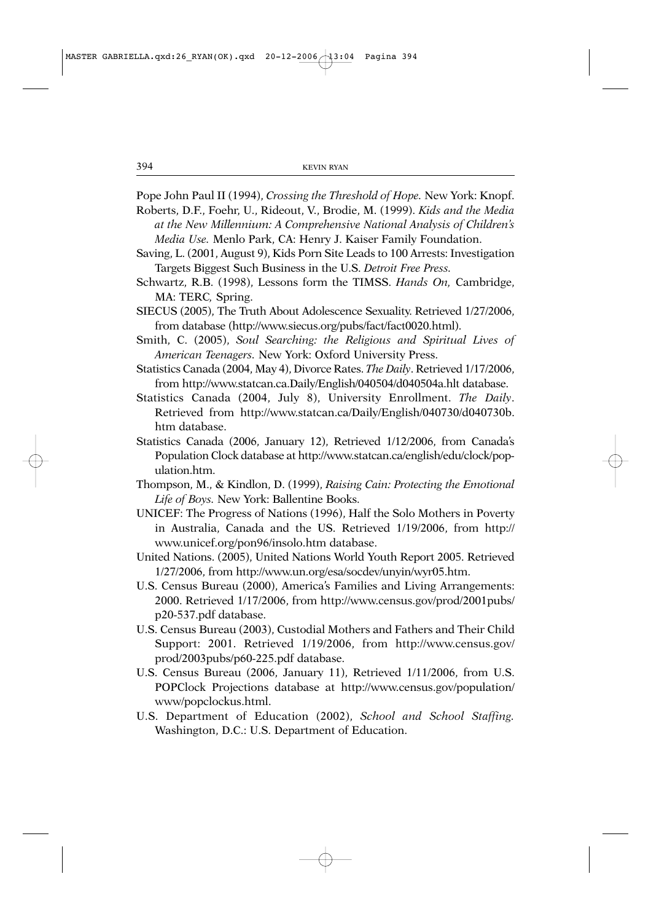Pope John Paul II (1994), *Crossing the Threshold of Hope.* New York: Knopf.

Roberts, D.F., Foehr, U., Rideout, V., Brodie, M. (1999). *Kids and the Media at the New Millennium: A Comprehensive National Analysis of Children's Media Use.* Menlo Park, CA: Henry J. Kaiser Family Foundation.

Saving, L. (2001, August 9), Kids Porn Site Leads to 100 Arrests: Investigation Targets Biggest Such Business in the U.S. *Detroit Free Press.*

Schwartz, R.B. (1998), Lessons form the TIMSS. *Hands On,* Cambridge, MA: TERC, Spring.

SIECUS (2005), The Truth About Adolescence Sexuality. Retrieved 1/27/2006, from database (http://www.siecus.org/pubs/fact/fact0020.html).

Smith, C. (2005), *Soul Searching: the Religious and Spiritual Lives of American Teenagers.* New York: Oxford University Press.

Statistics Canada (2004, May 4), Divorce Rates. *The Daily*. Retrieved 1/17/2006, from http://www.statcan.ca.Daily/English/040504/d040504a.hlt database.

Statistics Canada (2004, July 8), University Enrollment. *The Daily*. Retrieved from http://www.statcan.ca/Daily/English/040730/d040730b.htm database.

Statistics Canada (2006, January 12), Retrieved 1/12/2006, from Canada's Population Clock database at http://www.statcan.ca/english/edu/clock/population.htm.

Thompson, M., & Kindlon, D. (1999), *Raising Cain: Protecting the Emotional Life of Boys.* New York: Ballentine Books.

UNICEF: The Progress of Nations (1996), Half the Solo Mothers in Poverty in Australia, Canada and the US. Retrieved 1/19/2006, from http://www.unicef.org/pon96/insolo.htm database.

United Nations. (2005), United Nations World Youth Report 2005. Retrieved 1/27/2006, from http://www.un.org/esa/socdev/unyin/wyr05.htm.

U.S. Census Bureau (2000), America's Families and Living Arrangements: 2000. Retrieved 1/17/2006, from http://www.census.gov/prod/2001pubs/p20-537.pdf database.

U.S. Census Bureau (2003), Custodial Mothers and Fathers and Their Child Support: 2001. Retrieved 1/19/2006, from http://www.census.gov/prod/2003pubs/p60-225.pdf database.

U.S. Census Bureau (2006, January 11), Retrieved 1/11/2006, from U.S. POPClock Projections database at http://www.census.gov/population/www/popclockus.html.

U.S. Department of Education (2002), *School and School Staffing.* Washington, D.C.: U.S. Department of Education.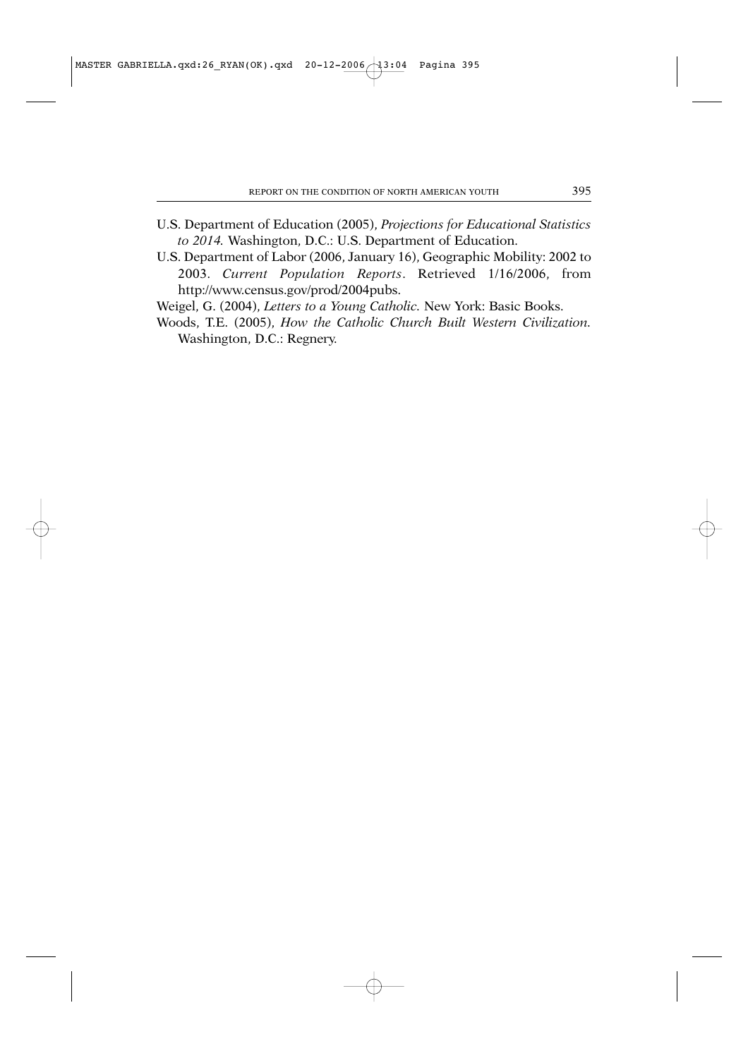U.S. Department of Education (2005), *Projections for Educational Statistics to 2014*. Washington, D.C.: U.S. Department of Education.

U.S. Department of Labor (2006, January 16), Geographic Mobility: 2002 to 2003. *Current Population Reports*. Retrieved 1/16/2006, from http://www.census.gov/prod/2004pubs.

Weigel, G. (2004), *Letters to a Young Catholic*. New York: Basic Books.

Woods, T.E. (2005), *How the Catholic Church Built Western Civilization*. Washington, D.C.: Regnery.